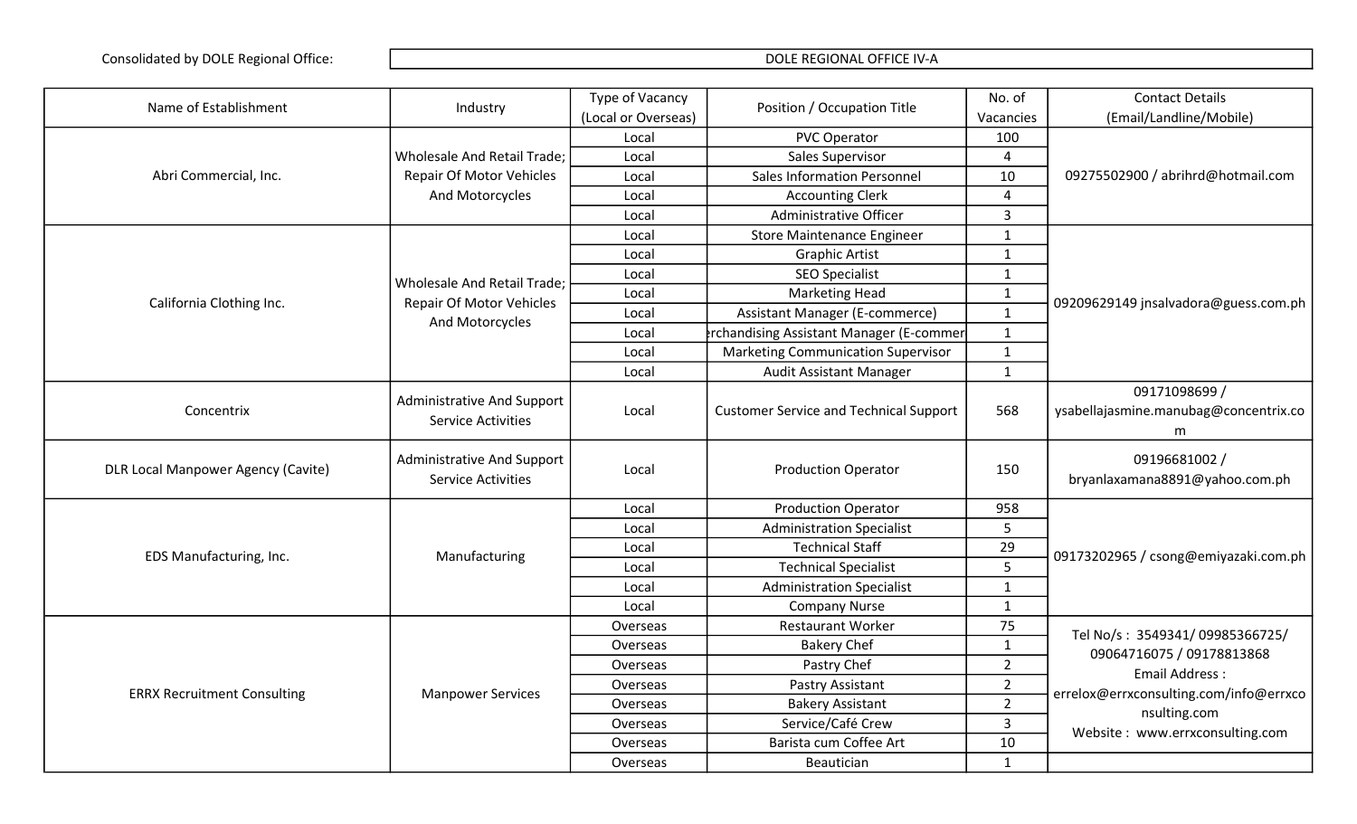Consolidated by DOLE Regional Office: DOLE REGIONAL OFFICE IV-A

| Name of Establishment | Industry | Type of Vacancy (Local or Overseas) | Position / Occupation Title | No. of Vacancies | Contact Details (Email/Landline/Mobile) |
|---|---|---|---|---|---|
| Abri Commercial, Inc. | Wholesale And Retail Trade; Repair Of Motor Vehicles And Motorcycles | Local | PVC Operator | 100 | 09275502900 / abrihrd@hotmail.com |
| | | Local | Sales Supervisor | 4 | |
| | | Local | Sales Information Personnel | 10 | |
| | | Local | Accounting Clerk | 4 | |
| | | Local | Administrative Officer | 3 | |
| California Clothing Inc. | Wholesale And Retail Trade; Repair Of Motor Vehicles And Motorcycles | Local | Store Maintenance Engineer | 1 | 09209629149 jnsalvadora@guess.com.ph |
| | | Local | Graphic Artist | 1 | |
| | | Local | SEO Specialist | 1 | |
| | | Local | Marketing Head | 1 | |
| | | Local | Assistant Manager (E-commerce) | 1 | |
| | | Local | rchandising Assistant Manager (E-commer | 1 | |
| | | Local | Marketing Communication Supervisor | 1 | |
| | | Local | Audit Assistant Manager | 1 | |
| Concentrix | Administrative And Support Service Activities | Local | Customer Service and Technical Support | 568 | 09171098699 / ysabellajasmine.manubag@concentrix.com |
| DLR Local Manpower Agency (Cavite) | Administrative And Support Service Activities | Local | Production Operator | 150 | 09196681002 / bryanlaxamana8891@yahoo.com.ph |
| EDS Manufacturing, Inc. | Manufacturing | Local | Production Operator | 958 | 09173202965 / csong@emiyazaki.com.ph |
| | | Local | Administration Specialist | 5 | |
| | | Local | Technical Staff | 29 | |
| | | Local | Technical Specialist | 5 | |
| | | Local | Administration Specialist | 1 | |
| | | Local | Company Nurse | 1 | |
| ERRX Recruitment Consulting | Manpower Services | Overseas | Restaurant Worker | 75 | Tel No/s : 3549341/ 09985366725/ 09064716075 / 09178813868 Email Address : errelox@errxconsulting.com/info@errxconsulting.com Website : www.errxconsulting.com |
| | | Overseas | Bakery Chef | 1 | |
| | | Overseas | Pastry Chef | 2 | |
| | | Overseas | Pastry Assistant | 2 | |
| | | Overseas | Bakery Assistant | 2 | |
| | | Overseas | Service/Café Crew | 3 | |
| | | Overseas | Barista cum Coffee Art | 10 | |
| | | Overseas | Beautician | 1 | |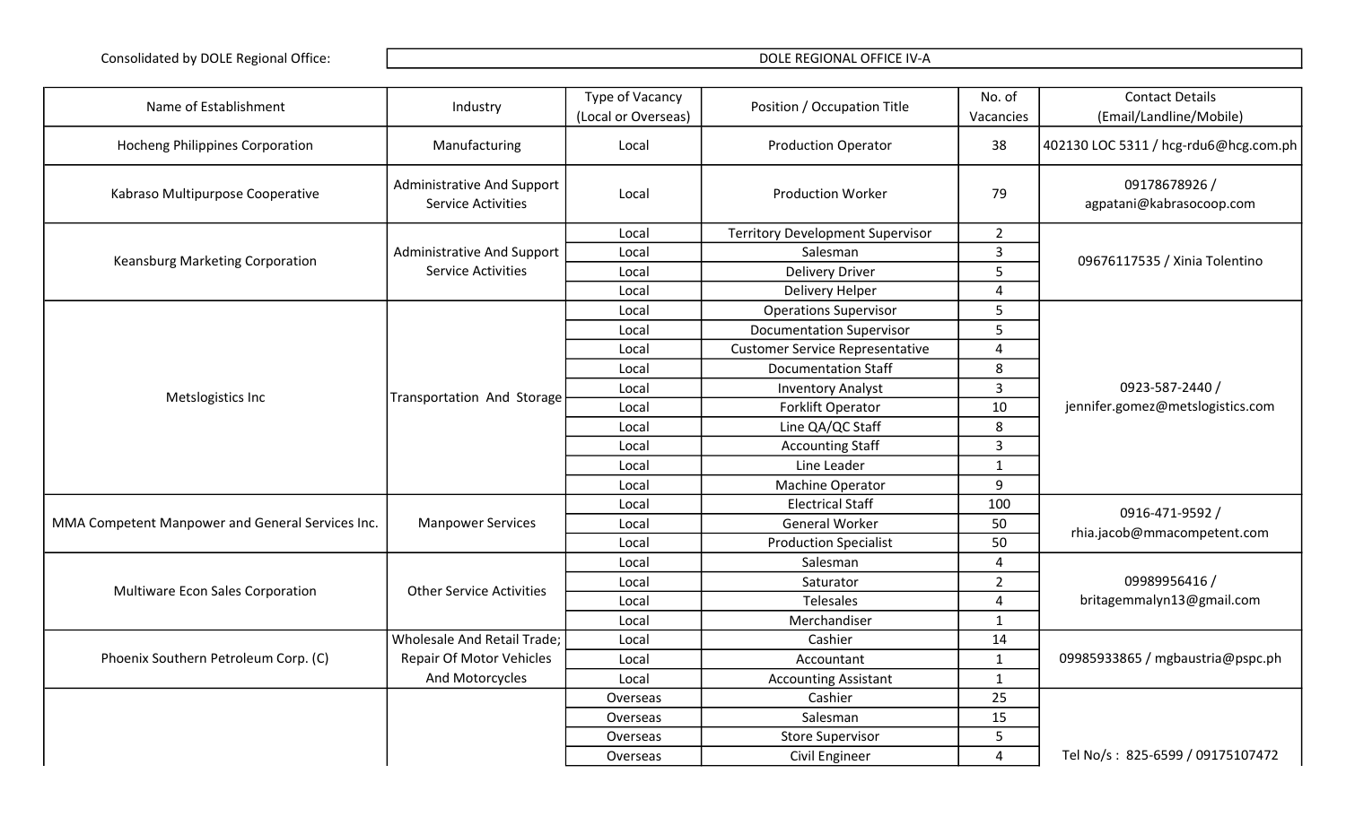Consolidated by DOLE Regional Office: DOLE REGIONAL OFFICE IV-A

| Name of Establishment | Industry | Type of Vacancy (Local or Overseas) | Position / Occupation Title | No. of Vacancies | Contact Details (Email/Landline/Mobile) |
|---|---|---|---|---|---|
| Hocheng Philippines Corporation | Manufacturing | Local | Production Operator | 38 | 402130 LOC 5311 / hcg-rdu6@hcg.com.ph |
| Kabraso Multipurpose Cooperative | Administrative And Support Service Activities | Local | Production Worker | 79 | 09178678926 / agpatani@kabrasocoop.com |
| Keansburg Marketing Corporation | Administrative And Support Service Activities | Local | Territory Development Supervisor | 2 | 09676117535 / Xinia Tolentino |
| | | Local | Salesman | 3 | |
| | | Local | Delivery Driver | 5 | |
| | | Local | Delivery Helper | 4 | |
| Metslogistics Inc | Transportation And Storage | Local | Operations Supervisor | 5 | 0923-587-2440 / jennifer.gomez@metslogistics.com |
| | | Local | Documentation Supervisor | 5 | |
| | | Local | Customer Service Representative | 4 | |
| | | Local | Documentation Staff | 8 | |
| | | Local | Inventory Analyst | 3 | |
| | | Local | Forklift Operator | 10 | |
| | | Local | Line QA/QC Staff | 8 | |
| | | Local | Accounting Staff | 3 | |
| | | Local | Line Leader | 1 | |
| | | Local | Machine Operator | 9 | |
| MMA Competent Manpower and General Services Inc. | Manpower Services | Local | Electrical Staff | 100 | 0916-471-9592 / rhia.jacob@mmacompetent.com |
| | | Local | General Worker | 50 | |
| | | Local | Production Specialist | 50 | |
| Multiware Econ Sales Corporation | Other Service Activities | Local | Salesman | 4 | 09989956416 / britagemmalyn13@gmail.com |
| | | Local | Saturator | 2 | |
| | | Local | Telesales | 4 | |
| | | Local | Merchandiser | 1 | |
| Phoenix Southern Petroleum Corp. (C) | Wholesale And Retail Trade; Repair Of Motor Vehicles And Motorcycles | Local | Cashier | 14 | 09985933865 / mgbaustria@pspc.ph |
| | | Local | Accountant | 1 | |
| | | Local | Accounting Assistant | 1 | |
| | | Overseas | Cashier | 25 | Tel No/s : 825-6599 / 09175107472 |
| | | Overseas | Salesman | 15 | |
| | | Overseas | Store Supervisor | 5 | |
| | | Overseas | Civil Engineer | 4 | |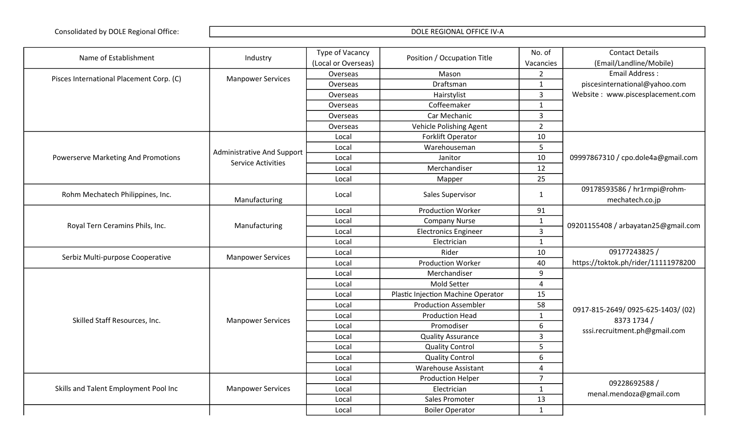| Consolidated by DOLE Regional Office: | DOLE REGIONAL OFFICE IV-A |
|---|---|

| Name of Establishment | Industry | Type of Vacancy (Local or Overseas) | Position / Occupation Title | No. of Vacancies | Contact Details (Email/Landline/Mobile) |
|---|---|---|---|---|---|
| Pisces International Placement Corp. (C) | Manpower Services | Overseas | Mason | 2 | Email Address : piscesinternational@yahoo.com Website : www.piscesplacement.com |
| | | Overseas | Draftsman | 1 | |
| | | Overseas | Hairstylist | 3 | |
| | | Overseas | Coffeemaker | 1 | |
| | | Overseas | Car Mechanic | 3 | |
| | | Overseas | Vehicle Polishing Agent | 2 | |
| Powerserve Marketing And Promotions | Administrative And Support Service Activities | Local | Forklift Operator | 10 | 09997867310 / cpo.dole4a@gmail.com |
| | | Local | Warehouseman | 5 | |
| | | Local | Janitor | 10 | |
| | | Local | Merchandiser | 12 | |
| | | Local | Mapper | 25 | |
| Rohm Mechatech Philippines, Inc. | Manufacturing | Local | Sales Supervisor | 1 | 09178593586 / hr1rmpi@rohm-mechatech.co.jp |
| Royal Tern Ceramins Phils, Inc. | Manufacturing | Local | Production Worker | 91 | 09201155408 / arbayatan25@gmail.com |
| | | Local | Company Nurse | 1 | |
| | | Local | Electronics Engineer | 3 | |
| | | Local | Electrician | 1 | |
| Serbiz Multi-purpose Cooperative | Manpower Services | Local | Rider | 10 | 09177243825 / https://toktok.ph/rider/11111978200 |
| | | Local | Production Worker | 40 | |
| Skilled Staff Resources, Inc. | Manpower Services | Local | Merchandiser | 9 | 0917-815-2649/ 0925-625-1403/ (02) 8373 1734 / sssi.recruitment.ph@gmail.com |
| | | Local | Mold Setter | 4 | |
| | | Local | Plastic Injection Machine Operator | 15 | |
| | | Local | Production Assembler | 58 | |
| | | Local | Production Head | 1 | |
| | | Local | Promodiser | 6 | |
| | | Local | Quality Assurance | 3 | |
| | | Local | Quality Control | 5 | |
| | | Local | Quality Control | 6 | |
| | | Local | Warehouse Assistant | 4 | |
| Skills and Talent Employment Pool Inc | Manpower Services | Local | Production Helper | 7 | 09228692588 / menal.mendoza@gmail.com |
| | | Local | Electrician | 1 | |
| | | Local | Sales Promoter | 13 | |
| | | Local | Boiler Operator | 1 | |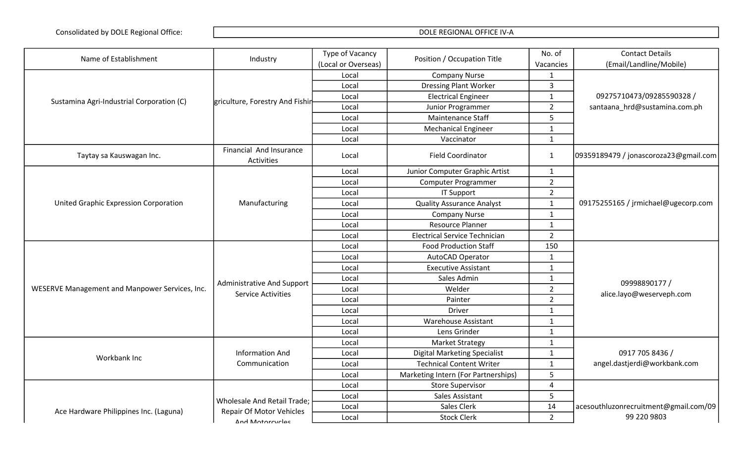Consolidated by DOLE Regional Office: DOLE REGIONAL OFFICE IV-A

| Name of Establishment | Industry | Type of Vacancy (Local or Overseas) | Position / Occupation Title | No. of Vacancies | Contact Details (Email/Landline/Mobile) |
|---|---|---|---|---|---|
| Sustamina Agri-Industrial Corporation (C) | griculture, Forestry And Fishir | Local | Company Nurse | 1 | 09275710473/09285590328 / santaana_hrd@sustamina.com.ph |
| | | Local | Dressing Plant Worker | 3 | |
| | | Local | Electrical Engineer | 1 | |
| | | Local | Junior Programmer | 2 | |
| | | Local | Maintenance Staff | 5 | |
| | | Local | Mechanical Engineer | 1 | |
| | | Local | Vaccinator | 1 | |
| Taytay sa Kauswagan Inc. | Financial And Insurance Activities | Local | Field Coordinator | 1 | 09359189479 / jonascoroza23@gmail.com |
| United Graphic Expression Corporation | Manufacturing | Local | Junior Computer Graphic Artist | 1 | 09175255165 / jrmichael@ugecorp.com |
| | | Local | Computer Programmer | 2 | |
| | | Local | IT Support | 2 | |
| | | Local | Quality Assurance Analyst | 1 | |
| | | Local | Company Nurse | 1 | |
| | | Local | Resource Planner | 1 | |
| | | Local | Electrical Service Technician | 2 | |
| WESERVE Management and Manpower Services, Inc. | Administrative And Support Service Activities | Local | Food Production Staff | 150 | 09998890177 / alice.layo@weserveph.com |
| | | Local | AutoCAD Operator | 1 | |
| | | Local | Executive Assistant | 1 | |
| | | Local | Sales Admin | 1 | |
| | | Local | Welder | 2 | |
| | | Local | Painter | 2 | |
| | | Local | Driver | 1 | |
| | | Local | Warehouse Assistant | 1 | |
| | | Local | Lens Grinder | 1 | |
| Workbank Inc | Information And Communication | Local | Market Strategy | 1 | 0917 705 8436 / angel.dastjerdi@workbank.com |
| | | Local | Digital Marketing Specialist | 1 | |
| | | Local | Technical Content Writer | 1 | |
| | | Local | Marketing Intern (For Partnerships) | 5 | |
| Ace Hardware Philippines Inc. (Laguna) | Wholesale And Retail Trade; Repair Of Motor Vehicles And Motorcycles | Local | Store Supervisor | 4 | acesouthluzonrecruitment@gmail.com/09 99 220 9803 |
| | | Local | Sales Assistant | 5 | |
| | | Local | Sales Clerk | 14 | |
| | | Local | Stock Clerk | 2 | |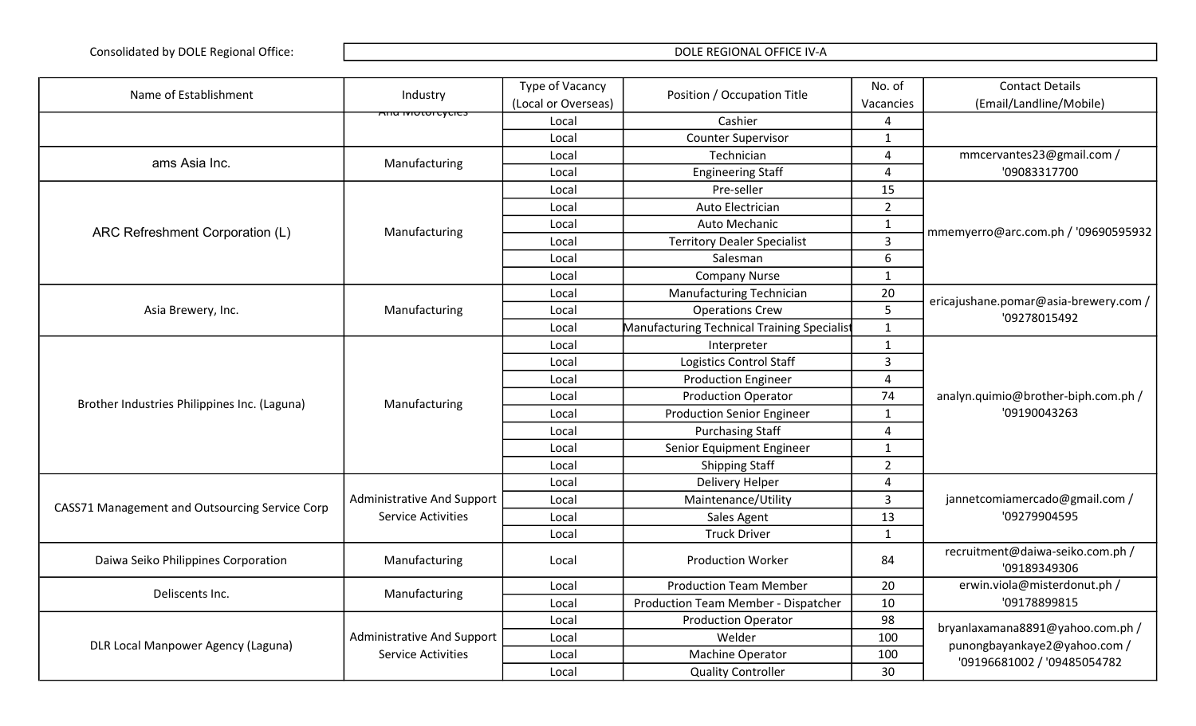Consolidated by DOLE Regional Office: DOLE REGIONAL OFFICE IV-A

| Name of Establishment | Industry | Type of Vacancy (Local or Overseas) | Position / Occupation Title | No. of Vacancies | Contact Details (Email/Landline/Mobile) |
|---|---|---|---|---|---|
| | And Motorcycles | Local | Cashier | 4 | |
| | | Local | Counter Supervisor | 1 | |
| ams Asia Inc. | Manufacturing | Local | Technician | 4 | mmcervantes23@gmail.com / '09083317700 |
| | | Local | Engineering Staff | 4 | |
| ARC Refreshment Corporation (L) | Manufacturing | Local | Pre-seller | 15 | mmemyerro@arc.com.ph / '09690595932 |
| | | Local | Auto Electrician | 2 | |
| | | Local | Auto Mechanic | 1 | |
| | | Local | Territory Dealer Specialist | 3 | |
| | | Local | Salesman | 6 | |
| | | Local | Company Nurse | 1 | |
| Asia Brewery, Inc. | Manufacturing | Local | Manufacturing Technician | 20 | ericajushane.pomar@asia-brewery.com / '09278015492 |
| | | Local | Operations Crew | 5 | |
| | | Local | Manufacturing Technical Training Specialist | 1 | |
| Brother Industries Philippines Inc. (Laguna) | Manufacturing | Local | Interpreter | 1 | analyn.quimio@brother-biph.com.ph / '09190043263 |
| | | Local | Logistics Control Staff | 3 | |
| | | Local | Production Engineer | 4 | |
| | | Local | Production Operator | 74 | |
| | | Local | Production Senior Engineer | 1 | |
| | | Local | Purchasing Staff | 4 | |
| | | Local | Senior Equipment Engineer | 1 | |
| | | Local | Shipping Staff | 2 | |
| CASS71 Management and Outsourcing Service Corp | Administrative And Support Service Activities | Local | Delivery Helper | 4 | jannetcomiamercado@gmail.com / '09279904595 |
| | | Local | Maintenance/Utility | 3 | |
| | | Local | Sales Agent | 13 | |
| | | Local | Truck Driver | 1 | |
| Daiwa Seiko Philippines Corporation | Manufacturing | Local | Production Worker | 84 | recruitment@daiwa-seiko.com.ph / '09189349306 |
| Deliscents Inc. | Manufacturing | Local | Production Team Member | 20 | erwin.viola@misterdonut.ph / '09178899815 |
| | | Local | Production Team Member - Dispatcher | 10 | |
| DLR Local Manpower Agency (Laguna) | Administrative And Support Service Activities | Local | Production Operator | 98 | bryanlaxamana8891@yahoo.com.ph / punongbayankaye2@yahoo.com / '09196681002 / '09485054782 |
| | | Local | Welder | 100 | |
| | | Local | Machine Operator | 100 | |
| | | Local | Quality Controller | 30 | |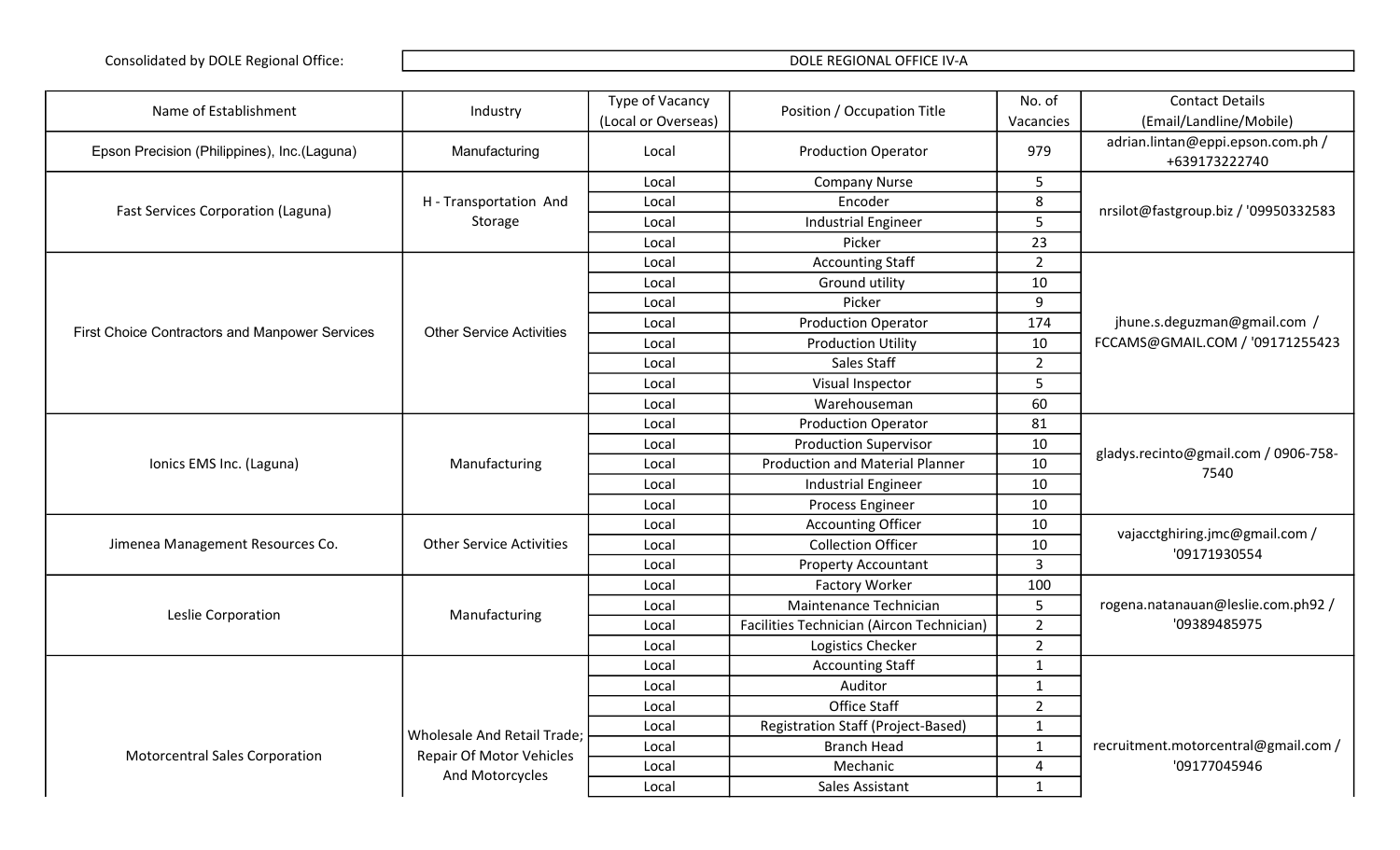Consolidated by DOLE Regional Office: DOLE REGIONAL OFFICE IV-A

| Name of Establishment | Industry | Type of Vacancy (Local or Overseas) | Position / Occupation Title | No. of Vacancies | Contact Details (Email/Landline/Mobile) |
|---|---|---|---|---|---|
| Epson Precision (Philippines), Inc.(Laguna) | Manufacturing | Local | Production Operator | 979 | adrian.lintan@eppi.epson.com.ph / +639173222740 |
| Fast Services Corporation (Laguna) | H - Transportation And Storage | Local | Company Nurse | 5 | nrsilot@fastgroup.biz / '09950332583 |
| | | Local | Encoder | 8 | |
| | | Local | Industrial Engineer | 5 | |
| | | Local | Picker | 23 | |
| First Choice Contractors and Manpower Services | Other Service Activities | Local | Accounting Staff | 2 | jhune.s.deguzman@gmail.com / FCCAMS@GMAIL.COM / '09171255423 |
| | | Local | Ground utility | 10 | |
| | | Local | Picker | 9 | |
| | | Local | Production Operator | 174 | |
| | | Local | Production Utility | 10 | |
| | | Local | Sales Staff | 2 | |
| | | Local | Visual Inspector | 5 | |
| | | Local | Warehouseman | 60 | |
| Ionics EMS Inc. (Laguna) | Manufacturing | Local | Production Operator | 81 | gladys.recinto@gmail.com / 0906-758-7540 |
| | | Local | Production Supervisor | 10 | |
| | | Local | Production and Material Planner | 10 | |
| | | Local | Industrial Engineer | 10 | |
| | | Local | Process Engineer | 10 | |
| Jimenea Management Resources Co. | Other Service Activities | Local | Accounting Officer | 10 | vajacctghiring.jmc@gmail.com / '09171930554 |
| | | Local | Collection Officer | 10 | |
| | | Local | Property Accountant | 3 | |
| Leslie Corporation | Manufacturing | Local | Factory Worker | 100 | rogena.natanauan@leslie.com.ph92 / '09389485975 |
| | | Local | Maintenance Technician | 5 | |
| | | Local | Facilities Technician (Aircon Technician) | 2 | |
| | | Local | Logistics Checker | 2 | |
| Motorcentral Sales Corporation | Wholesale And Retail Trade; Repair Of Motor Vehicles And Motorcycles | Local | Accounting Staff | 1 | recruitment.motorcentral@gmail.com / '09177045946 |
| | | Local | Auditor | 1 | |
| | | Local | Office Staff | 2 | |
| | | Local | Registration Staff (Project-Based) | 1 | |
| | | Local | Branch Head | 1 | |
| | | Local | Mechanic | 4 | |
| | | Local | Sales Assistant | 1 | |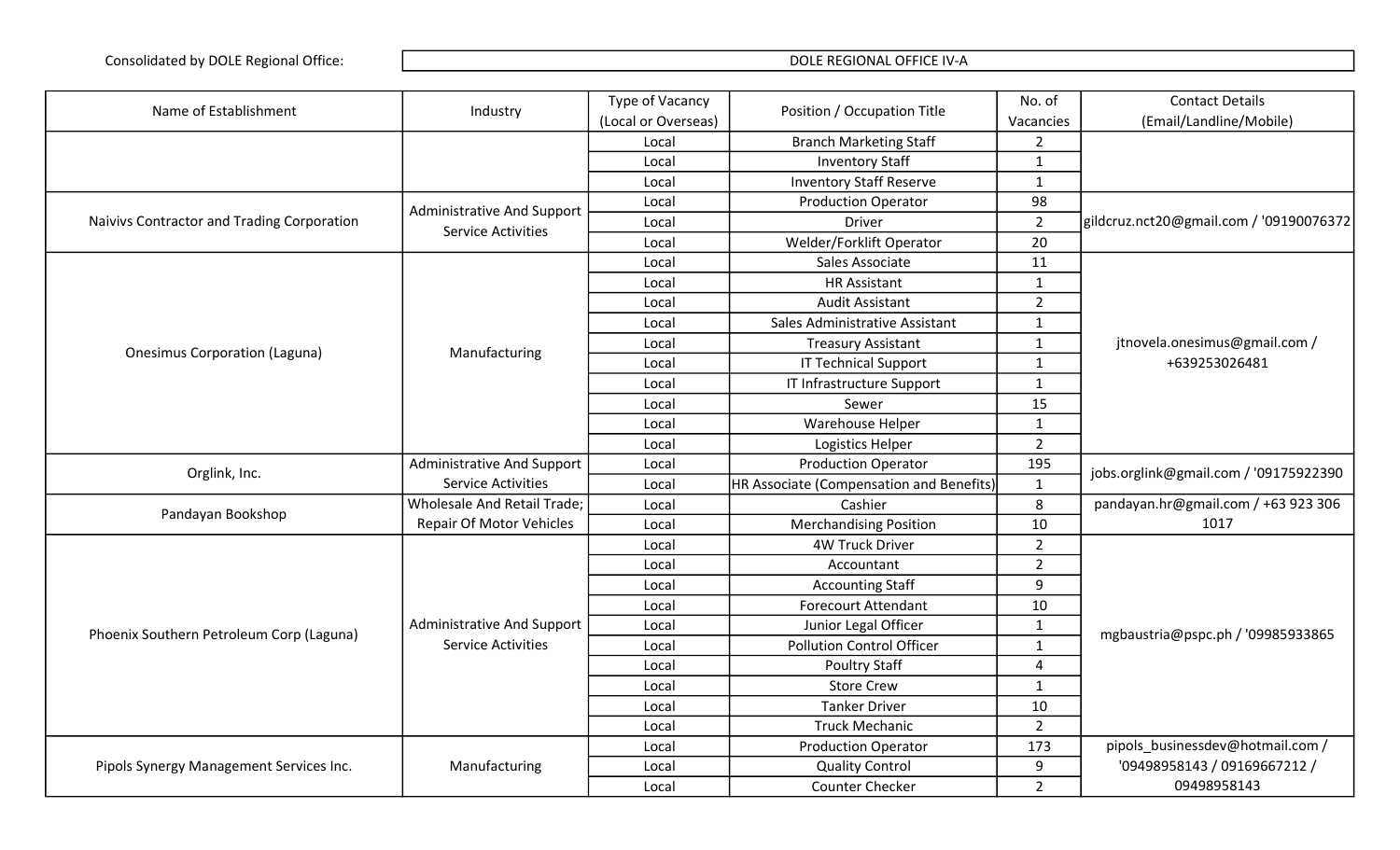| Consolidated by DOLE Regional Office: | DOLE REGIONAL OFFICE IV-A |
|---|---|

| Name of Establishment | Industry | Type of Vacancy (Local or Overseas) | Position / Occupation Title | No. of Vacancies | Contact Details (Email/Landline/Mobile) |
|---|---|---|---|---|---|
| | | Local | Branch Marketing Staff | 2 | |
| | | Local | Inventory Staff | 1 | |
| | | Local | Inventory Staff Reserve | 1 | |
| Naivivs Contractor and Trading Corporation | Administrative And Support Service Activities | Local | Production Operator | 98 | gildcruz.nct20@gmail.com / '09190076372 |
| | | Local | Driver | 2 | |
| | | Local | Welder/Forklift Operator | 20 | |
| Onesimus Corporation (Laguna) | Manufacturing | Local | Sales Associate | 11 | jtnovela.onesimus@gmail.com / +639253026481 |
| | | Local | HR Assistant | 1 | |
| | | Local | Audit Assistant | 2 | |
| | | Local | Sales Administrative Assistant | 1 | |
| | | Local | Treasury Assistant | 1 | |
| | | Local | IT Technical Support | 1 | |
| | | Local | IT Infrastructure Support | 1 | |
| | | Local | Sewer | 15 | |
| | | Local | Warehouse Helper | 1 | |
| | | Local | Logistics Helper | 2 | |
| Orglink, Inc. | Administrative And Support Service Activities | Local | Production Operator | 195 | jobs.orglink@gmail.com / '09175922390 |
| | | Local | HR Associate (Compensation and Benefits) | 1 | |
| Pandayan Bookshop | Wholesale And Retail Trade; Repair Of Motor Vehicles | Local | Cashier | 8 | pandayan.hr@gmail.com / +63 923 306 1017 |
| | | Local | Merchandising Position | 10 | |
| Phoenix Southern Petroleum Corp (Laguna) | Administrative And Support Service Activities | Local | 4W Truck Driver | 2 | mgbaustria@pspc.ph / '09985933865 |
| | | Local | Accountant | 2 | |
| | | Local | Accounting Staff | 9 | |
| | | Local | Forecourt Attendant | 10 | |
| | | Local | Junior Legal Officer | 1 | |
| | | Local | Pollution Control Officer | 1 | |
| | | Local | Poultry Staff | 4 | |
| | | Local | Store Crew | 1 | |
| | | Local | Tanker Driver | 10 | |
| | | Local | Truck Mechanic | 2 | |
| Pipols Synergy Management Services Inc. | Manufacturing | Local | Production Operator | 173 | pipols_businessdev@hotmail.com / '09498958143 / 09169667212 / 09498958143 |
| | | Local | Quality Control | 9 | |
| | | Local | Counter Checker | 2 | |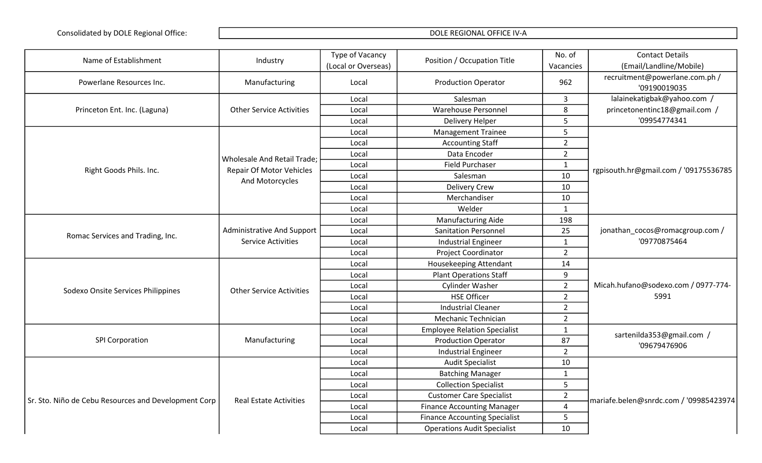Consolidated by DOLE Regional Office: DOLE REGIONAL OFFICE IV-A

| Name of Establishment | Industry | Type of Vacancy (Local or Overseas) | Position / Occupation Title | No. of Vacancies | Contact Details (Email/Landline/Mobile) |
|---|---|---|---|---|---|
| Powerlane Resources Inc. | Manufacturing | Local | Production Operator | 962 | recruitment@powerlane.com.ph / '09190019035 |
| Princeton Ent. Inc. (Laguna) | Other Service Activities | Local | Salesman | 3 | lalainekatigbak@yahoo.com / princetonentinc18@gmail.com / '09954774341 |
| | | Local | Warehouse Personnel | 8 | |
| | | Local | Delivery Helper | 5 | |
| Right Goods Phils. Inc. | Wholesale And Retail Trade; Repair Of Motor Vehicles And Motorcycles | Local | Management Trainee | 5 | rgpisouth.hr@gmail.com / '09175536785 |
| | | Local | Accounting Staff | 2 | |
| | | Local | Data Encoder | 2 | |
| | | Local | Field Purchaser | 1 | |
| | | Local | Salesman | 10 | |
| | | Local | Delivery Crew | 10 | |
| | | Local | Merchandiser | 10 | |
| | | Local | Welder | 1 | |
| Romac Services and Trading, Inc. | Administrative And Support Service Activities | Local | Manufacturing Aide | 198 | jonathan_cocos@romacgroup.com / '09770875464 |
| | | Local | Sanitation Personnel | 25 | |
| | | Local | Industrial Engineer | 1 | |
| | | Local | Project Coordinator | 2 | |
| Sodexo Onsite Services Philippines | Other Service Activities | Local | Housekeeping Attendant | 14 | Micah.hufano@sodexo.com / 0977-774-5991 |
| | | Local | Plant Operations Staff | 9 | |
| | | Local | Cylinder Washer | 2 | |
| | | Local | HSE Officer | 2 | |
| | | Local | Industrial Cleaner | 2 | |
| | | Local | Mechanic Technician | 2 | |
| SPI Corporation | Manufacturing | Local | Employee Relation Specialist | 1 | sartenilda353@gmail.com / '09679476906 |
| | | Local | Production Operator | 87 | |
| | | Local | Industrial Engineer | 2 | |
| Sr. Sto. Niño de Cebu Resources and Development Corp | Real Estate Activities | Local | Audit Specialist | 10 | mariafe.belen@snrdc.com / '09985423974 |
| | | Local | Batching Manager | 1 | |
| | | Local | Collection Specialist | 5 | |
| | | Local | Customer Care Specialist | 2 | |
| | | Local | Finance Accounting Manager | 4 | |
| | | Local | Finance Accounting Specialist | 5 | |
| | | Local | Operations Audit Specialist | 10 | |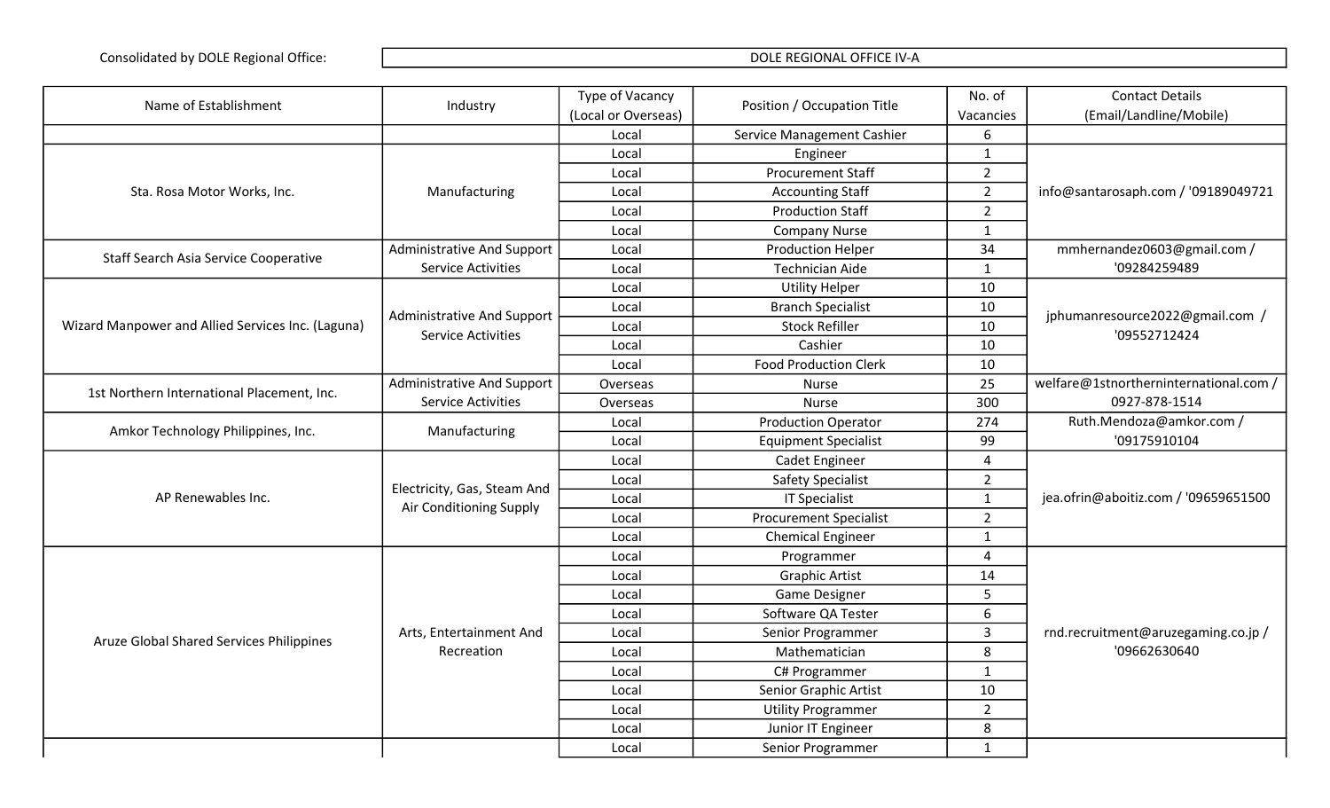| Consolidated by DOLE Regional Office: | DOLE REGIONAL OFFICE IV-A |
|---|---|

| Name of Establishment | Industry | Type of Vacancy (Local or Overseas) | Position / Occupation Title | No. of Vacancies | Contact Details (Email/Landline/Mobile) |
|---|---|---|---|---|---|
| | | Local | Service Management Cashier | 6 | |
| Sta. Rosa Motor Works, Inc. | Manufacturing | Local | Engineer | 1 | info@santarosaph.com / '09189049721 |
| | | Local | Procurement Staff | 2 | |
| | | Local | Accounting Staff | 2 | |
| | | Local | Production Staff | 2 | |
| | | Local | Company Nurse | 1 | |
| Staff Search Asia Service Cooperative | Administrative And Support Service Activities | Local | Production Helper | 34 | mmhernandez0603@gmail.com / '09284259489 |
| | | Local | Technician Aide | 1 | |
| Wizard Manpower and Allied Services Inc. (Laguna) | Administrative And Support Service Activities | Local | Utility Helper | 10 | jphumanresource2022@gmail.com / '09552712424 |
| | | Local | Branch Specialist | 10 | |
| | | Local | Stock Refiller | 10 | |
| | | Local | Cashier | 10 | |
| | | Local | Food Production Clerk | 10 | |
| 1st Northern International Placement, Inc. | Administrative And Support Service Activities | Overseas | Nurse | 25 | welfare@1stnortherninternational.com / 0927-878-1514 |
| | | Overseas | Nurse | 300 | |
| Amkor Technology Philippines, Inc. | Manufacturing | Local | Production Operator | 274 | Ruth.Mendoza@amkor.com / '09175910104 |
| | | Local | Equipment Specialist | 99 | |
| AP Renewables Inc. | Electricity, Gas, Steam And Air Conditioning Supply | Local | Cadet Engineer | 4 | jea.ofrin@aboitiz.com / '09659651500 |
| | | Local | Safety Specialist | 2 | |
| | | Local | IT Specialist | 1 | |
| | | Local | Procurement Specialist | 2 | |
| | | Local | Chemical Engineer | 1 | |
| Aruze Global Shared Services Philippines | Arts, Entertainment And Recreation | Local | Programmer | 4 | rnd.recruitment@aruzegaming.co.jp / '09662630640 |
| | | Local | Graphic Artist | 14 | |
| | | Local | Game Designer | 5 | |
| | | Local | Software QA Tester | 6 | |
| | | Local | Senior Programmer | 3 | |
| | | Local | Mathematician | 8 | |
| | | Local | C# Programmer | 1 | |
| | | Local | Senior Graphic Artist | 10 | |
| | | Local | Utility Programmer | 2 | |
| | | Local | Junior IT Engineer | 8 | |
| | | Local | Senior Programmer | 1 | |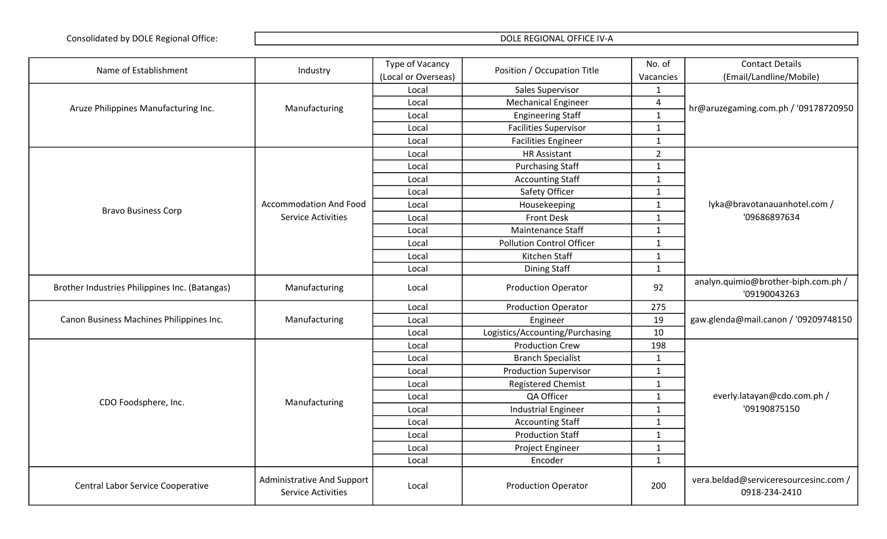Consolidated by DOLE Regional Office: DOLE REGIONAL OFFICE IV-A

| Name of Establishment | Industry | Type of Vacancy (Local or Overseas) | Position / Occupation Title | No. of Vacancies | Contact Details (Email/Landline/Mobile) |
|---|---|---|---|---|---|
| Aruze Philippines Manufacturing Inc. | Manufacturing | Local | Sales Supervisor | 1 | hr@aruzegaming.com.ph / '09178720950 |
| | | Local | Mechanical Engineer | 4 | |
| | | Local | Engineering Staff | 1 | |
| | | Local | Facilities Supervisor | 1 | |
| | | Local | Facilities Engineer | 1 | |
| Bravo Business Corp | Accommodation And Food Service Activities | Local | HR Assistant | 2 | lyka@bravotanauanhotel.com / '09686897634 |
| | | Local | Purchasing Staff | 1 | |
| | | Local | Accounting Staff | 1 | |
| | | Local | Safety Officer | 1 | |
| | | Local | Housekeeping | 1 | |
| | | Local | Front Desk | 1 | |
| | | Local | Maintenance Staff | 1 | |
| | | Local | Pollution Control Officer | 1 | |
| | | Local | Kitchen Staff | 1 | |
| | | Local | Dining Staff | 1 | |
| Brother Industries Philippines Inc. (Batangas) | Manufacturing | Local | Production Operator | 92 | analyn.quimio@brother-biph.com.ph / '09190043263 |
| Canon Business Machines Philippines Inc. | Manufacturing | Local | Production Operator | 275 | gaw.glenda@mail.canon / '09209748150 |
| | | Local | Engineer | 19 | |
| | | Local | Logistics/Accounting/Purchasing | 10 | |
| CDO Foodsphere, Inc. | Manufacturing | Local | Production Crew | 198 | everly.latayan@cdo.com.ph / '09190875150 |
| | | Local | Branch Specialist | 1 | |
| | | Local | Production Supervisor | 1 | |
| | | Local | Registered Chemist | 1 | |
| | | Local | QA Officer | 1 | |
| | | Local | Industrial Engineer | 1 | |
| | | Local | Accounting Staff | 1 | |
| | | Local | Production Staff | 1 | |
| | | Local | Project Engineer | 1 | |
| | | Local | Encoder | 1 | |
| Central Labor Service Cooperative | Administrative And Support Service Activities | Local | Production Operator | 200 | vera.beldad@serviceresourcesinc.com / 0918-234-2410 |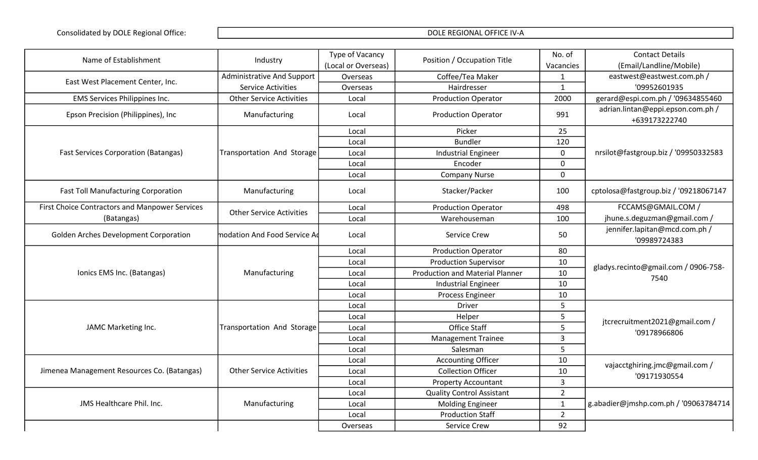Consolidated by DOLE Regional Office: DOLE REGIONAL OFFICE IV-A

| Name of Establishment | Industry | Type of Vacancy (Local or Overseas) | Position / Occupation Title | No. of Vacancies | Contact Details (Email/Landline/Mobile) |
|---|---|---|---|---|---|
| East West Placement Center, Inc. | Administrative And Support Service Activities | Overseas | Coffee/Tea Maker | 1 | eastwest@eastwest.com.ph / '09952601935 |
| | | Overseas | Hairdresser | 1 | |
| EMS Services Philippines Inc. | Other Service Activities | Local | Production Operator | 2000 | gerard@espi.com.ph / '09634855460 |
| Epson Precision (Philippines), Inc | Manufacturing | Local | Production Operator | 991 | adrian.lintan@eppi.epson.com.ph / +639173222740 |
| Fast Services Corporation (Batangas) | Transportation And Storage | Local | Picker | 25 | nrsilot@fastgroup.biz / '09950332583 |
| | | Local | Bundler | 120 | |
| | | Local | Industrial Engineer | 0 | |
| | | Local | Encoder | 0 | |
| | | Local | Company Nurse | 0 | |
| Fast Toll Manufacturing Corporation | Manufacturing | Local | Stacker/Packer | 100 | cptolosa@fastgroup.biz / '09218067147 |
| First Choice Contractors and Manpower Services (Batangas) | Other Service Activities | Local | Production Operator | 498 | FCCAMS@GMAIL.COM / jhune.s.deguzman@gmail.com / |
| | | Local | Warehouseman | 100 | |
| Golden Arches Development Corporation | modation And Food Service Ac | Local | Service Crew | 50 | jennifer.lapitan@mcd.com.ph / '09989724383 |
| Ionics EMS Inc. (Batangas) | Manufacturing | Local | Production Operator | 80 | gladys.recinto@gmail.com / 0906-758-7540 |
| | | Local | Production Supervisor | 10 | |
| | | Local | Production and Material Planner | 10 | |
| | | Local | Industrial Engineer | 10 | |
| | | Local | Process Engineer | 10 | |
| JAMC Marketing Inc. | Transportation And Storage | Local | Driver | 5 | jtcrecruitment2021@gmail.com / '09178966806 |
| | | Local | Helper | 5 | |
| | | Local | Office Staff | 5 | |
| | | Local | Management Trainee | 3 | |
| | | Local | Salesman | 5 | |
| Jimenea Management Resources Co. (Batangas) | Other Service Activities | Local | Accounting Officer | 10 | vajacctghiring.jmc@gmail.com / '09171930554 |
| | | Local | Collection Officer | 10 | |
| | | Local | Property Accountant | 3 | |
| JMS Healthcare Phil. Inc. | Manufacturing | Local | Quality Control Assistant | 2 | g.abadier@jmshp.com.ph / '09063784714 |
| | | Local | Molding Engineer | 1 | |
| | | Local | Production Staff | 2 | |
| | | Overseas | Service Crew | 92 | |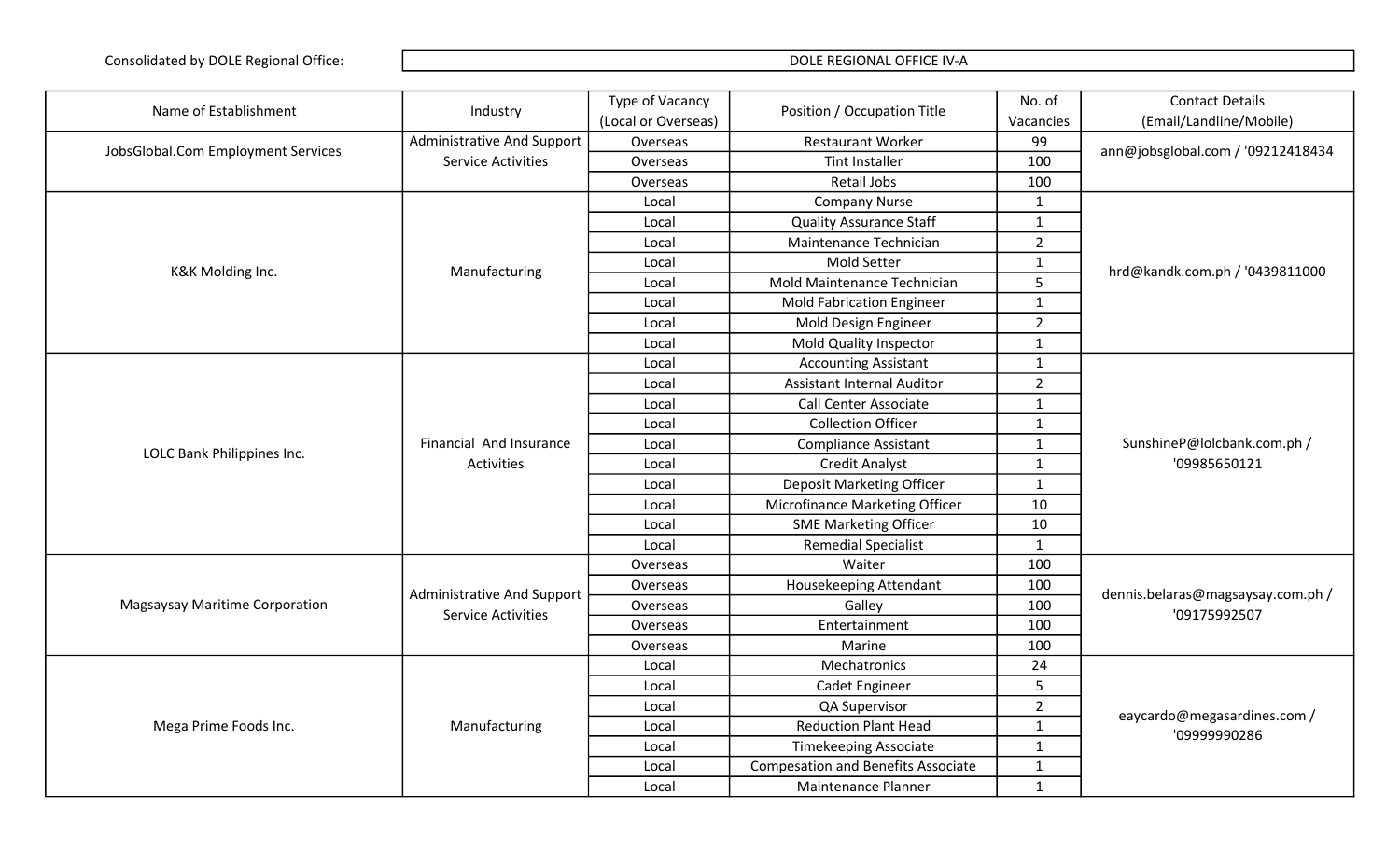Consolidated by DOLE Regional Office: DOLE REGIONAL OFFICE IV-A

| Name of Establishment | Industry | Type of Vacancy (Local or Overseas) | Position / Occupation Title | No. of Vacancies | Contact Details (Email/Landline/Mobile) |
|---|---|---|---|---|---|
| JobsGlobal.Com Employment Services | Administrative And Support Service Activities | Overseas | Restaurant Worker | 99 | ann@jobsglobal.com / '09212418434 |
| | | Overseas | Tint Installer | 100 | |
| | | Overseas | Retail Jobs | 100 | |
| K&K Molding Inc. | Manufacturing | Local | Company Nurse | 1 | hrd@kandk.com.ph / '0439811000 |
| | | Local | Quality Assurance Staff | 1 | |
| | | Local | Maintenance Technician | 2 | |
| | | Local | Mold Setter | 1 | |
| | | Local | Mold Maintenance Technician | 5 | |
| | | Local | Mold Fabrication Engineer | 1 | |
| | | Local | Mold Design Engineer | 2 | |
| | | Local | Mold Quality Inspector | 1 | |
| LOLC Bank Philippines Inc. | Financial And Insurance Activities | Local | Accounting Assistant | 1 | SunshineP@lolcbank.com.ph / '09985650121 |
| | | Local | Assistant Internal Auditor | 2 | |
| | | Local | Call Center Associate | 1 | |
| | | Local | Collection Officer | 1 | |
| | | Local | Compliance Assistant | 1 | |
| | | Local | Credit Analyst | 1 | |
| | | Local | Deposit Marketing Officer | 1 | |
| | | Local | Microfinance Marketing Officer | 10 | |
| | | Local | SME Marketing Officer | 10 | |
| | | Local | Remedial Specialist | 1 | |
| Magsaysay Maritime Corporation | Administrative And Support Service Activities | Overseas | Waiter | 100 | dennis.belaras@magsaysay.com.ph / '09175992507 |
| | | Overseas | Housekeeping Attendant | 100 | |
| | | Overseas | Galley | 100 | |
| | | Overseas | Entertainment | 100 | |
| | | Overseas | Marine | 100 | |
| Mega Prime Foods Inc. | Manufacturing | Local | Mechatronics | 24 | eaycardo@megasardines.com / '09999990286 |
| | | Local | Cadet Engineer | 5 | |
| | | Local | QA Supervisor | 2 | |
| | | Local | Reduction Plant Head | 1 | |
| | | Local | Timekeeping Associate | 1 | |
| | | Local | Compesation and Benefits Associate | 1 | |
| | | Local | Maintenance Planner | 1 | |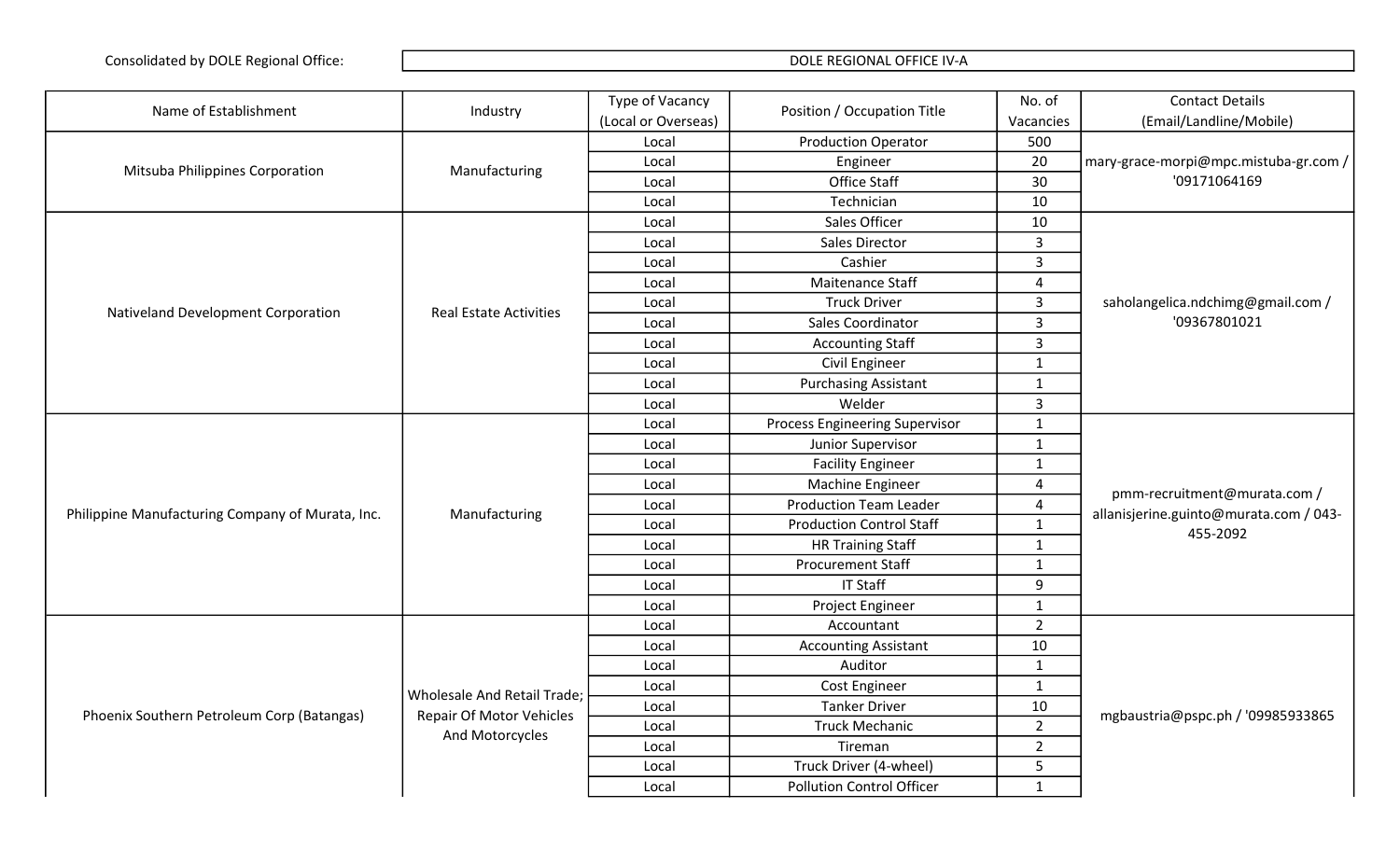Consolidated by DOLE Regional Office: DOLE REGIONAL OFFICE IV-A

| Name of Establishment | Industry | Type of Vacancy (Local or Overseas) | Position / Occupation Title | No. of Vacancies | Contact Details (Email/Landline/Mobile) |
|---|---|---|---|---|---|
| Mitsuba Philippines Corporation | Manufacturing | Local | Production Operator | 500 | mary-grace-morpi@mpc.mistuba-gr.com / '09171064169 |
| | | Local | Engineer | 20 | |
| | | Local | Office Staff | 30 | |
| | | Local | Technician | 10 | |
| Nativeland Development Corporation | Real Estate Activities | Local | Sales Officer | 10 | saholangelica.ndchimg@gmail.com / '09367801021 |
| | | Local | Sales Director | 3 | |
| | | Local | Cashier | 3 | |
| | | Local | Maitenance Staff | 4 | |
| | | Local | Truck Driver | 3 | |
| | | Local | Sales Coordinator | 3 | |
| | | Local | Accounting Staff | 3 | |
| | | Local | Civil Engineer | 1 | |
| | | Local | Purchasing Assistant | 1 | |
| | | Local | Welder | 3 | |
| Philippine Manufacturing Company of Murata, Inc. | Manufacturing | Local | Process Engineering Supervisor | 1 | pmm-recruitment@murata.com / allanisjerine.guinto@murata.com / 043-455-2092 |
| | | Local | Junior Supervisor | 1 | |
| | | Local | Facility Engineer | 1 | |
| | | Local | Machine Engineer | 4 | |
| | | Local | Production Team Leader | 4 | |
| | | Local | Production Control Staff | 1 | |
| | | Local | HR Training Staff | 1 | |
| | | Local | Procurement Staff | 1 | |
| | | Local | IT Staff | 9 | |
| | | Local | Project Engineer | 1 | |
| Phoenix Southern Petroleum Corp (Batangas) | Wholesale And Retail Trade; Repair Of Motor Vehicles And Motorcycles | Local | Accountant | 2 | mgbaustria@pspc.ph / '09985933865 |
| | | Local | Accounting Assistant | 10 | |
| | | Local | Auditor | 1 | |
| | | Local | Cost Engineer | 1 | |
| | | Local | Tanker Driver | 10 | |
| | | Local | Truck Mechanic | 2 | |
| | | Local | Tireman | 2 | |
| | | Local | Truck Driver (4-wheel) | 5 | |
| | | Local | Pollution Control Officer | 1 | |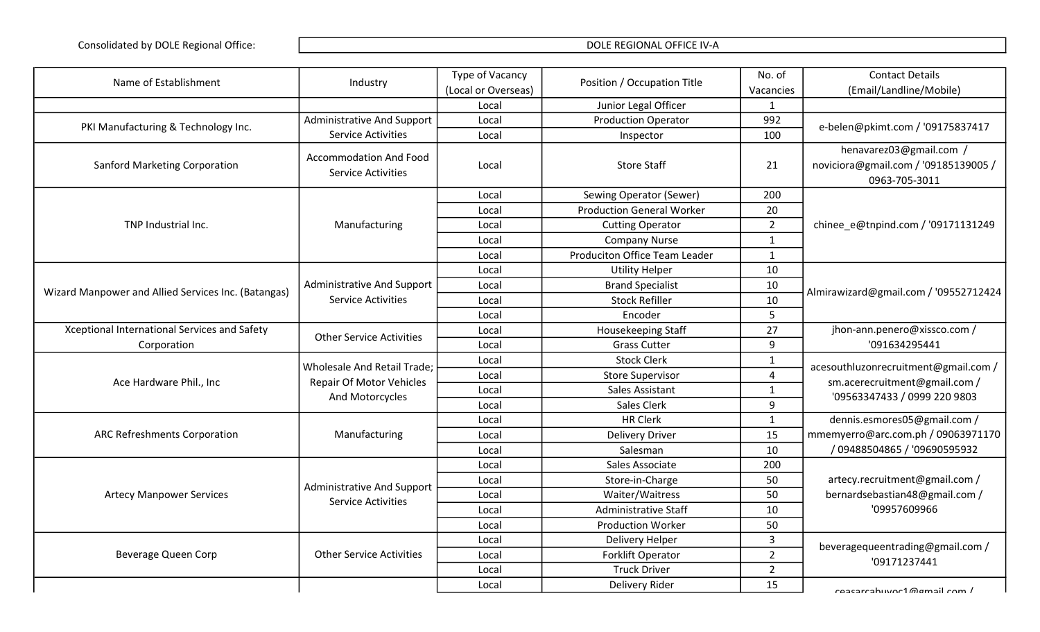Consolidated by DOLE Regional Office: DOLE REGIONAL OFFICE IV-A

| Name of Establishment | Industry | Type of Vacancy (Local or Overseas) | Position / Occupation Title | No. of Vacancies | Contact Details (Email/Landline/Mobile) |
|---|---|---|---|---|---|
| | | Local | Junior Legal Officer | 1 | |
| PKI Manufacturing & Technology Inc. | Administrative And Support Service Activities | Local | Production Operator | 992 | e-belen@pkimt.com / '09175837417 |
| | | Local | Inspector | 100 | |
| Sanford Marketing Corporation | Accommodation And Food Service Activities | Local | Store Staff | 21 | henavarez03@gmail.com / noviciora@gmail.com / '09185139005 / 0963-705-3011 |
| TNP Industrial Inc. | Manufacturing | Local | Sewing Operator (Sewer) | 200 | chinee_e@tnpind.com / '09171131249 |
| | | Local | Production General Worker | 20 | |
| | | Local | Cutting Operator | 2 | |
| | | Local | Company Nurse | 1 | |
| | | Local | Produciton Office Team Leader | 1 | |
| Wizard Manpower and Allied Services Inc. (Batangas) | Administrative And Support Service Activities | Local | Utility Helper | 10 | Almirawizard@gmail.com / '09552712424 |
| | | Local | Brand Specialist | 10 | |
| | | Local | Stock Refiller | 10 | |
| | | Local | Encoder | 5 | |
| Xceptional International Services and Safety Corporation | Other Service Activities | Local | Housekeeping Staff | 27 | jhon-ann.penero@xissco.com / '091634295441 |
| | | Local | Grass Cutter | 9 | |
| Ace Hardware Phil., Inc | Wholesale And Retail Trade; Repair Of Motor Vehicles And Motorcycles | Local | Stock Clerk | 1 | acesouthluzonrecruitment@gmail.com / sm.acerecruitment@gmail.com / '09563347433 / 0999 220 9803 |
| | | Local | Store Supervisor | 4 | |
| | | Local | Sales Assistant | 1 | |
| | | Local | Sales Clerk | 9 | |
| ARC Refreshments Corporation | Manufacturing | Local | HR Clerk | 1 | dennis.esmores05@gmail.com / mmemyerro@arc.com.ph / 09063971170 / 09488504865 / '09690595932 |
| | | Local | Delivery Driver | 15 | |
| | | Local | Salesman | 10 | |
| Artecy Manpower Services | Administrative And Support Service Activities | Local | Sales Associate | 200 | artecy.recruitment@gmail.com / bernardsebastian48@gmail.com / '09957609966 |
| | | Local | Store-in-Charge | 50 | |
| | | Local | Waiter/Waitress | 50 | |
| | | Local | Administrative Staff | 10 | |
| | | Local | Production Worker | 50 | |
| Beverage Queen Corp | Other Service Activities | Local | Delivery Helper | 3 | beveragequeentrading@gmail.com / '09171237441 |
| | | Local | Forklift Operator | 2 | |
| | | Local | Truck Driver | 2 | |
| | | Local | Delivery Rider | 15 | ceasarcabuyoc1@gmail.com / |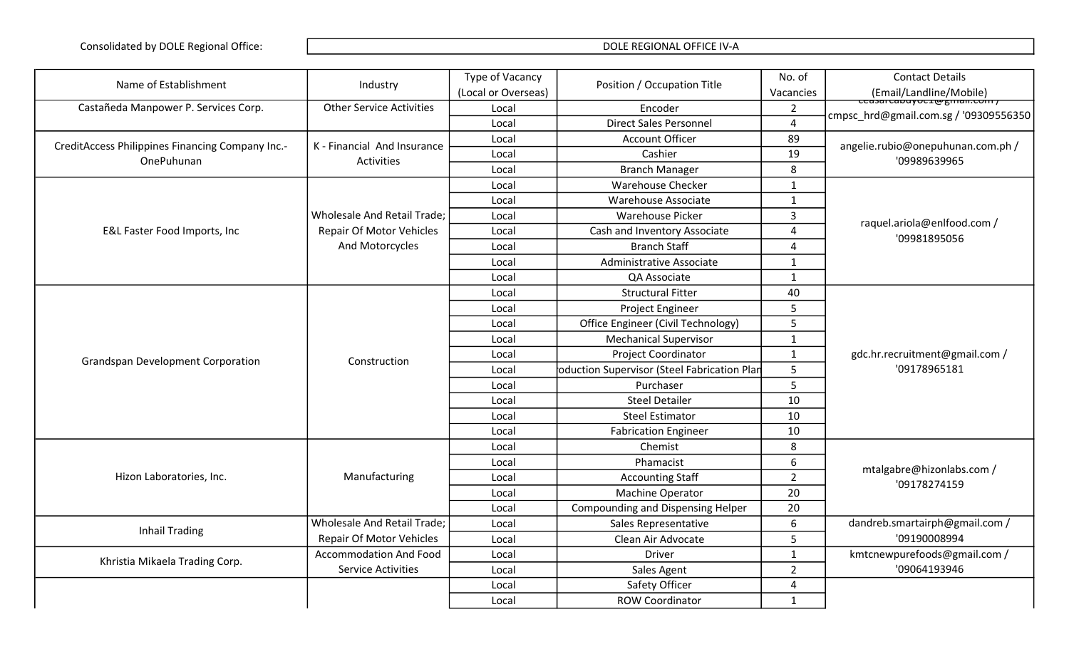Consolidated by DOLE Regional Office: DOLE REGIONAL OFFICE IV-A

| Name of Establishment | Industry | Type of Vacancy (Local or Overseas) | Position / Occupation Title | No. of Vacancies | Contact Details (Email/Landline/Mobile) |
|---|---|---|---|---|---|
| Castañeda Manpower P. Services Corp. | Other Service Activities | Local | Encoder | 2 | ceasarcabuyoc1@gmail.com / cmpsc_hrd@gmail.com.sg / '09309556350 |
| | | Local | Direct Sales Personnel | 4 | |
| CreditAccess Philippines Financing Company Inc.- OnePuhunan | K - Financial And Insurance Activities | Local | Account Officer | 89 | angelie.rubio@onepuhunan.com.ph / '09989639965 |
| | | Local | Cashier | 19 | |
| | | Local | Branch Manager | 8 | |
| E&L Faster Food Imports, Inc | Wholesale And Retail Trade; Repair Of Motor Vehicles And Motorcycles | Local | Warehouse Checker | 1 | raquel.ariola@enlfood.com / '09981895056 |
| | | Local | Warehouse Associate | 1 | |
| | | Local | Warehouse Picker | 3 | |
| | | Local | Cash and Inventory Associate | 4 | |
| | | Local | Branch Staff | 4 | |
| | | Local | Administrative Associate | 1 | |
| | | Local | QA Associate | 1 | |
| Grandspan Development Corporation | Construction | Local | Structural Fitter | 40 | gdc.hr.recruitment@gmail.com / '09178965181 |
| | | Local | Project Engineer | 5 | |
| | | Local | Office Engineer (Civil Technology) | 5 | |
| | | Local | Mechanical Supervisor | 1 | |
| | | Local | Project Coordinator | 1 | |
| | | Local | oduction Supervisor (Steel Fabrication Plan | 5 | |
| | | Local | Purchaser | 5 | |
| | | Local | Steel Detailer | 10 | |
| | | Local | Steel Estimator | 10 | |
| | | Local | Fabrication Engineer | 10 | |
| Hizon Laboratories, Inc. | Manufacturing | Local | Chemist | 8 | mtalgabre@hizonlabs.com / '09178274159 |
| | | Local | Phamacist | 6 | |
| | | Local | Accounting Staff | 2 | |
| | | Local | Machine Operator | 20 | |
| | | Local | Compounding and Dispensing Helper | 20 | |
| Inhail Trading | Wholesale And Retail Trade; Repair Of Motor Vehicles | Local | Sales Representative | 6 | dandreb.smartairph@gmail.com / '09190008994 |
| | | Local | Clean Air Advocate | 5 | |
| Khristia Mikaela Trading Corp. | Accommodation And Food Service Activities | Local | Driver | 1 | kmtcnewpurefoods@gmail.com / '09064193946 |
| | | Local | Sales Agent | 2 | |
| | | Local | Safety Officer | 4 | |
| | | Local | ROW Coordinator | 1 | |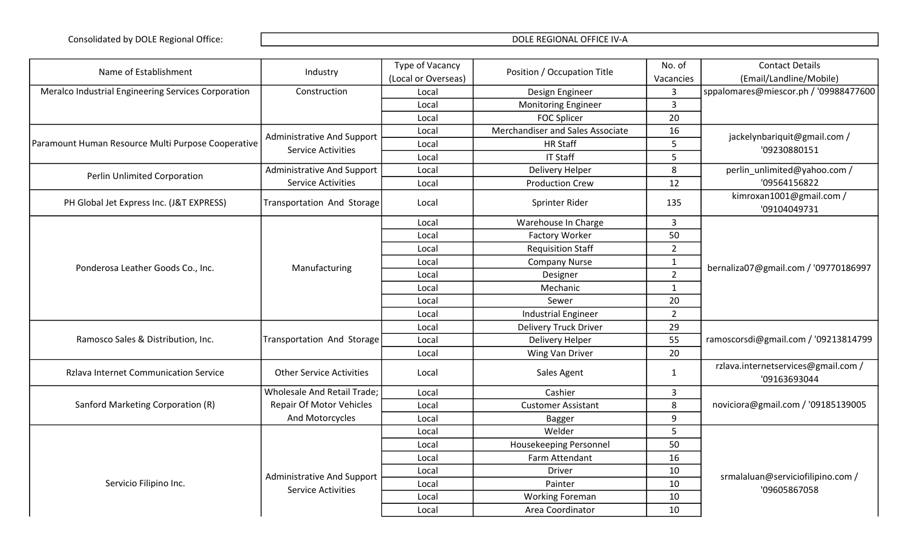| Consolidated by DOLE Regional Office: | DOLE REGIONAL OFFICE IV-A |
|---|---|

| Name of Establishment | Industry | Type of Vacancy (Local or Overseas) | Position / Occupation Title | No. of Vacancies | Contact Details (Email/Landline/Mobile) |
|---|---|---|---|---|---|
| Meralco Industrial Engineering Services Corporation | Construction | Local | Design Engineer | 3 | sppalomares@miescor.ph / '09988477600 |
| | | Local | Monitoring Engineer | 3 | |
| | | Local | FOC Splicer | 20 | |
| Paramount Human Resource Multi Purpose Cooperative | Administrative And Support Service Activities | Local | Merchandiser and Sales Associate | 16 | jackelynbariquit@gmail.com / '09230880151 |
| | | Local | HR Staff | 5 | |
| | | Local | IT Staff | 5 | |
| Perlin Unlimited Corporation | Administrative And Support Service Activities | Local | Delivery Helper | 8 | perlin_unlimited@yahoo.com / '09564156822 |
| | | Local | Production Crew | 12 | |
| PH Global Jet Express Inc. (J&T EXPRESS) | Transportation And Storage | Local | Sprinter Rider | 135 | kimroxan1001@gmail.com / '09104049731 |
| Ponderosa Leather Goods Co., Inc. | Manufacturing | Local | Warehouse In Charge | 3 | bernaliza07@gmail.com / '09770186997 |
| | | Local | Factory Worker | 50 | |
| | | Local | Requisition Staff | 2 | |
| | | Local | Company Nurse | 1 | |
| | | Local | Designer | 2 | |
| | | Local | Mechanic | 1 | |
| | | Local | Sewer | 20 | |
| | | Local | Industrial Engineer | 2 | |
| Ramosco Sales & Distribution, Inc. | Transportation And Storage | Local | Delivery Truck Driver | 29 | ramoscorsdi@gmail.com / '09213814799 |
| | | Local | Delivery Helper | 55 | |
| | | Local | Wing Van Driver | 20 | |
| Rzlava Internet Communication Service | Other Service Activities | Local | Sales Agent | 1 | rzlava.internetservices@gmail.com / '09163693044 |
| Sanford Marketing Corporation (R) | Wholesale And Retail Trade; Repair Of Motor Vehicles And Motorcycles | Local | Cashier | 3 | noviciora@gmail.com / '09185139005 |
| | | Local | Customer Assistant | 8 | |
| | | Local | Bagger | 9 | |
| Servicio Filipino Inc. | Administrative And Support Service Activities | Local | Welder | 5 | srmalaluan@serviciofilipino.com / '09605867058 |
| | | Local | Housekeeping Personnel | 50 | |
| | | Local | Farm Attendant | 16 | |
| | | Local | Driver | 10 | |
| | | Local | Painter | 10 | |
| | | Local | Working Foreman | 10 | |
| | | Local | Area Coordinator | 10 | |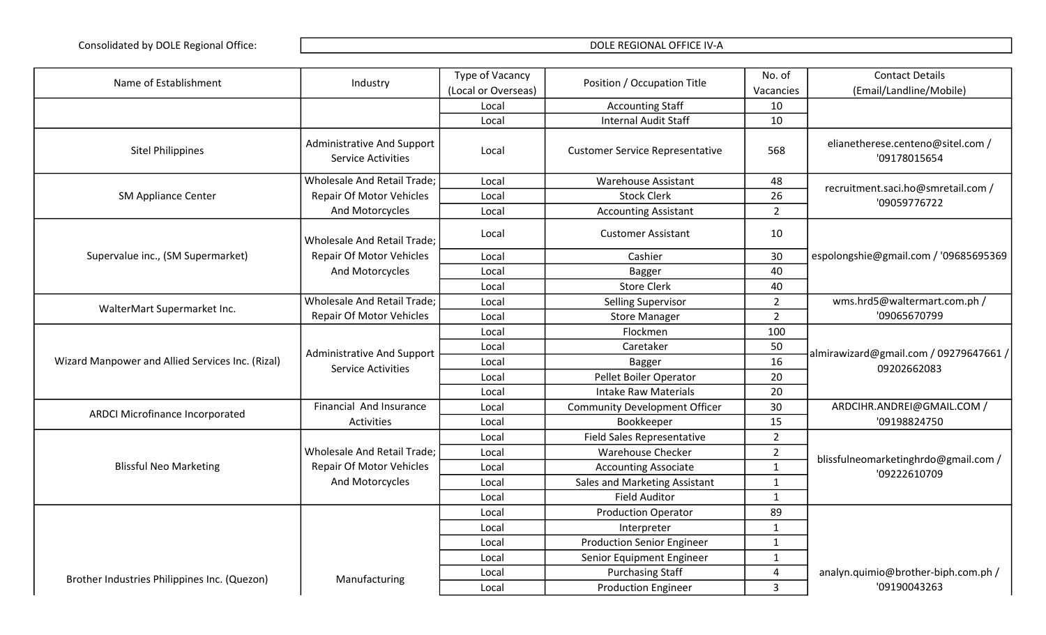Consolidated by DOLE Regional Office: DOLE REGIONAL OFFICE IV-A

| Name of Establishment | Industry | Type of Vacancy (Local or Overseas) | Position / Occupation Title | No. of Vacancies | Contact Details (Email/Landline/Mobile) |
|---|---|---|---|---|---|
| | | Local | Accounting Staff | 10 | |
| | | Local | Internal Audit Staff | 10 | |
| Sitel Philippines | Administrative And Support Service Activities | Local | Customer Service Representative | 568 | elianetherese.centeno@sitel.com / '09178015654 |
| SM Appliance Center | Wholesale And Retail Trade; Repair Of Motor Vehicles And Motorcycles | Local | Warehouse Assistant | 48 | recruitment.saci.ho@smretail.com / '09059776722 |
| | | Local | Stock Clerk | 26 | |
| | | Local | Accounting Assistant | 2 | |
| Supervalue inc., (SM Supermarket) | Wholesale And Retail Trade; Repair Of Motor Vehicles And Motorcycles | Local | Customer Assistant | 10 | espolongshie@gmail.com / '09685695369 |
| | | Local | Cashier | 30 | |
| | | Local | Bagger | 40 | |
| | | Local | Store Clerk | 40 | |
| WalterMart Supermarket Inc. | Wholesale And Retail Trade; Repair Of Motor Vehicles | Local | Selling Supervisor | 2 | wms.hrd5@waltermart.com.ph / '09065670799 |
| | | Local | Store Manager | 2 | |
| Wizard Manpower and Allied Services Inc. (Rizal) | Administrative And Support Service Activities | Local | Flockmen | 100 | almirawizard@gmail.com / 09279647661 / 09202662083 |
| | | Local | Caretaker | 50 | |
| | | Local | Bagger | 16 | |
| | | Local | Pellet Boiler Operator | 20 | |
| | | Local | Intake Raw Materials | 20 | |
| ARDCI Microfinance Incorporated | Financial And Insurance Activities | Local | Community Development Officer | 30 | ARDCIHR.ANDREI@GMAIL.COM / '09198824750 |
| | | Local | Bookkeeper | 15 | |
| Blissful Neo Marketing | Wholesale And Retail Trade; Repair Of Motor Vehicles And Motorcycles | Local | Field Sales Representative | 2 | blissfulneomarketinghrdo@gmail.com / '09222610709 |
| | | Local | Warehouse Checker | 2 | |
| | | Local | Accounting Associate | 1 | |
| | | Local | Sales and Marketing Assistant | 1 | |
| | | Local | Field Auditor | 1 | |
| Brother Industries Philippines Inc. (Quezon) | Manufacturing | Local | Production Operator | 89 | analyn.quimio@brother-biph.com.ph / '09190043263 |
| | | Local | Interpreter | 1 | |
| | | Local | Production Senior Engineer | 1 | |
| | | Local | Senior Equipment Engineer | 1 | |
| | | Local | Purchasing Staff | 4 | |
| | | Local | Production Engineer | 3 | |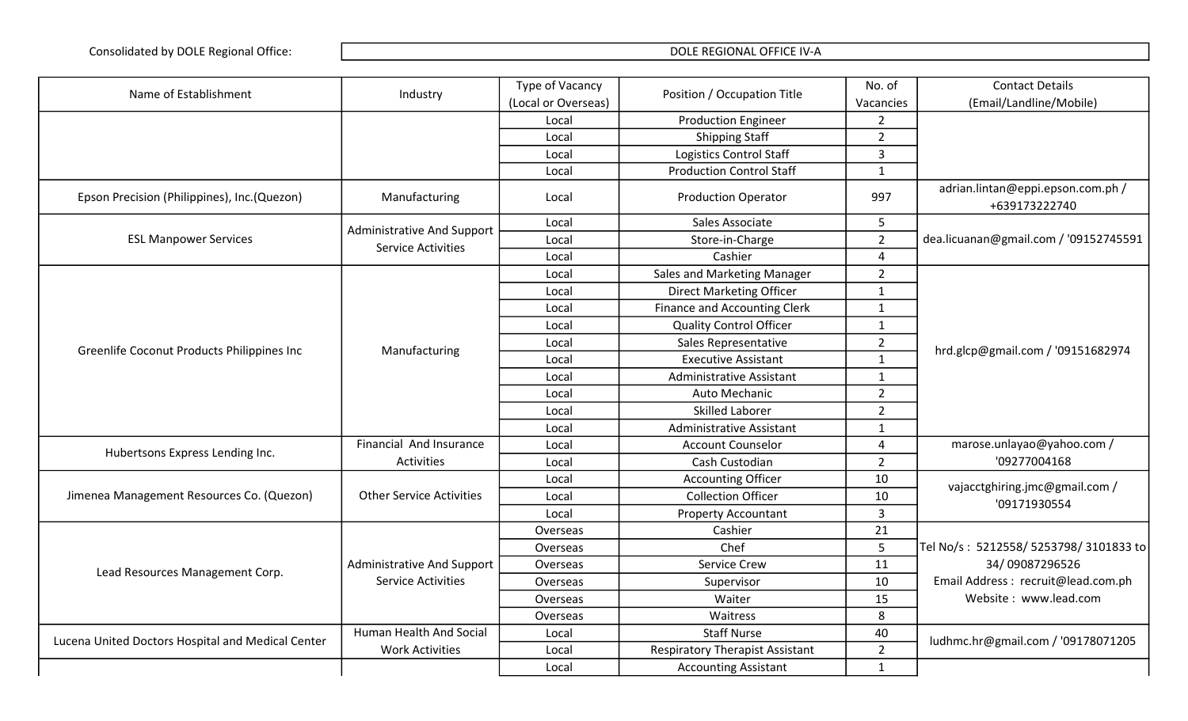Consolidated by DOLE Regional Office: DOLE REGIONAL OFFICE IV-A

| Name of Establishment | Industry | Type of Vacancy (Local or Overseas) | Position / Occupation Title | No. of Vacancies | Contact Details (Email/Landline/Mobile) |
|---|---|---|---|---|---|
| | | Local | Production Engineer | 2 | |
| | | Local | Shipping Staff | 2 | |
| | | Local | Logistics Control Staff | 3 | |
| | | Local | Production Control Staff | 1 | |
| Epson Precision (Philippines), Inc.(Quezon) | Manufacturing | Local | Production Operator | 997 | adrian.lintan@eppi.epson.com.ph / +639173222740 |
| ESL Manpower Services | Administrative And Support Service Activities | Local | Sales Associate | 5 | dea.licuanan@gmail.com / '09152745591 |
| | | Local | Store-in-Charge | 2 | |
| | | Local | Cashier | 4 | |
| Greenlife Coconut Products Philippines Inc | Manufacturing | Local | Sales and Marketing Manager | 2 | hrd.glcp@gmail.com / '09151682974 |
| | | Local | Direct Marketing Officer | 1 | |
| | | Local | Finance and Accounting Clerk | 1 | |
| | | Local | Quality Control Officer | 1 | |
| | | Local | Sales Representative | 2 | |
| | | Local | Executive Assistant | 1 | |
| | | Local | Administrative Assistant | 1 | |
| | | Local | Auto Mechanic | 2 | |
| | | Local | Skilled Laborer | 2 | |
| | | Local | Administrative Assistant | 1 | |
| Hubertsons Express Lending Inc. | Financial And Insurance Activities | Local | Account Counselor | 4 | marose.unlayao@yahoo.com / '09277004168 |
| | | Local | Cash Custodian | 2 | |
| Jimenea Management Resources Co. (Quezon) | Other Service Activities | Local | Accounting Officer | 10 | vajacctghiring.jmc@gmail.com / '09171930554 |
| | | Local | Collection Officer | 10 | |
| | | Local | Property Accountant | 3 | |
| Lead Resources Management Corp. | Administrative And Support Service Activities | Overseas | Cashier | 21 | Tel No/s : 5212558/ 5253798/ 3101833 to 34/ 09087296526 Email Address : recruit@lead.com.ph Website : www.lead.com |
| | | Overseas | Chef | 5 | |
| | | Overseas | Service Crew | 11 | |
| | | Overseas | Supervisor | 10 | |
| | | Overseas | Waiter | 15 | |
| | | Overseas | Waitress | 8 | |
| Lucena United Doctors Hospital and Medical Center | Human Health And Social Work Activities | Local | Staff Nurse | 40 | ludhmc.hr@gmail.com / '09178071205 |
| | | Local | Respiratory Therapist Assistant | 2 | |
| | | Local | Accounting Assistant | 1 | |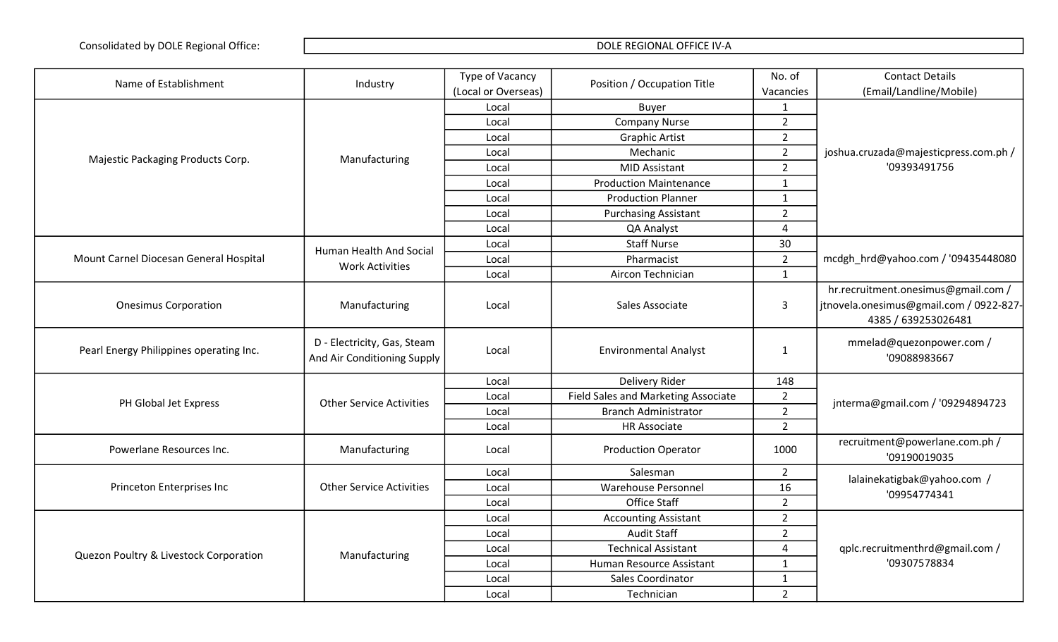| Consolidated by DOLE Regional Office: | DOLE REGIONAL OFFICE IV-A |
|---|---|

| Name of Establishment | Industry | Type of Vacancy (Local or Overseas) | Position / Occupation Title | No. of Vacancies | Contact Details (Email/Landline/Mobile) |
|---|---|---|---|---|---|
| Majestic Packaging Products Corp. | Manufacturing | Local | Buyer | 1 | joshua.cruzada@majesticpress.com.ph / '09393491756 |
| | | Local | Company Nurse | 2 | |
| | | Local | Graphic Artist | 2 | |
| | | Local | Mechanic | 2 | |
| | | Local | MID Assistant | 2 | |
| | | Local | Production Maintenance | 1 | |
| | | Local | Production Planner | 1 | |
| | | Local | Purchasing Assistant | 2 | |
| | | Local | QA Analyst | 4 | |
| Mount Carnel Diocesan General Hospital | Human Health And Social Work Activities | Local | Staff Nurse | 30 | mcdgh_hrd@yahoo.com / '09435448080 |
| | | Local | Pharmacist | 2 | |
| | | Local | Aircon Technician | 1 | |
| Onesimus Corporation | Manufacturing | Local | Sales Associate | 3 | hr.recruitment.onesimus@gmail.com / jtnovela.onesimus@gmail.com / 0922-827-4385 / 639253026481 |
| Pearl Energy Philippines operating Inc. | D - Electricity, Gas, Steam And Air Conditioning Supply | Local | Environmental Analyst | 1 | mmelad@quezonpower.com / '09088983667 |
| PH Global Jet Express | Other Service Activities | Local | Delivery Rider | 148 | jnterma@gmail.com / '09294894723 |
| | | Local | Field Sales and Marketing Associate | 2 | |
| | | Local | Branch Administrator | 2 | |
| | | Local | HR Associate | 2 | |
| Powerlane Resources Inc. | Manufacturing | Local | Production Operator | 1000 | recruitment@powerlane.com.ph / '09190019035 |
| Princeton Enterprises Inc | Other Service Activities | Local | Salesman | 2 | lalainekatigbak@yahoo.com / '09954774341 |
| | | Local | Warehouse Personnel | 16 | |
| | | Local | Office Staff | 2 | |
| Quezon Poultry & Livestock Corporation | Manufacturing | Local | Accounting Assistant | 2 | qplc.recruitmenthrd@gmail.com / '09307578834 |
| | | Local | Audit Staff | 2 | |
| | | Local | Technical Assistant | 4 | |
| | | Local | Human Resource Assistant | 1 | |
| | | Local | Sales Coordinator | 1 | |
| | | Local | Technician | 2 | |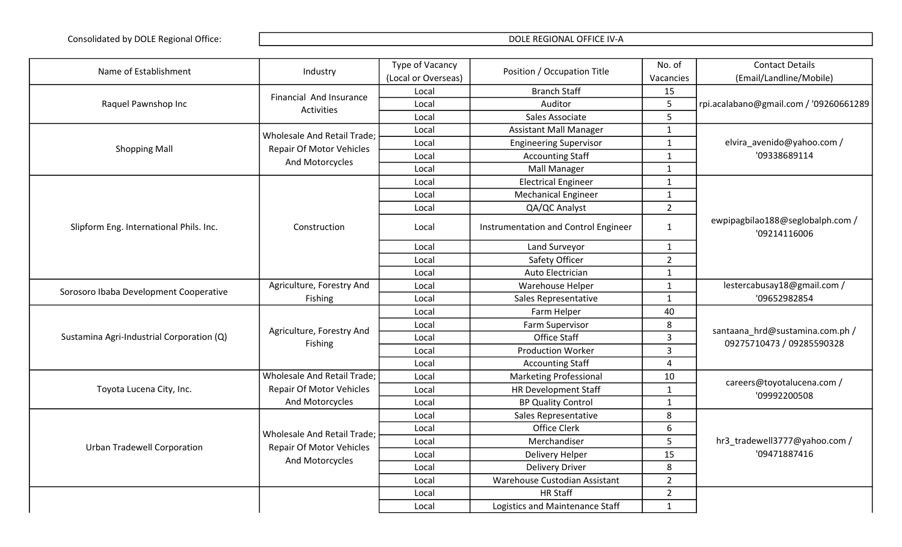Consolidated by DOLE Regional Office: DOLE REGIONAL OFFICE IV-A

| Name of Establishment | Industry | Type of Vacancy (Local or Overseas) | Position / Occupation Title | No. of Vacancies | Contact Details (Email/Landline/Mobile) |
|---|---|---|---|---|---|
| Raquel Pawnshop Inc | Financial And Insurance Activities | Local | Branch Staff | 15 | rpi.acalabano@gmail.com / '09260661289 |
| | | Local | Auditor | 5 | |
| | | Local | Sales Associate | 5 | |
| Shopping Mall | Wholesale And Retail Trade; Repair Of Motor Vehicles And Motorcycles | Local | Assistant Mall Manager | 1 | elvira_avenido@yahoo.com / '09338689114 |
| | | Local | Engineering Supervisor | 1 | |
| | | Local | Accounting Staff | 1 | |
| | | Local | Mall Manager | 1 | |
| Slipform Eng. International Phils. Inc. | Construction | Local | Electrical Engineer | 1 | ewpipagbilao188@seglobalph.com / '09214116006 |
| | | Local | Mechanical Engineer | 1 | |
| | | Local | QA/QC Analyst | 2 | |
| | | Local | Instrumentation and Control Engineer | 1 | |
| | | Local | Land Surveyor | 1 | |
| | | Local | Safety Officer | 2 | |
| | | Local | Auto Electrician | 1 | |
| Sorosoro Ibaba Development Cooperative | Agriculture, Forestry And Fishing | Local | Warehouse Helper | 1 | lestercabusay18@gmail.com / '09652982854 |
| | | Local | Sales Representative | 1 | |
| Sustamina Agri-Industrial Corporation (Q) | Agriculture, Forestry And Fishing | Local | Farm Helper | 40 | santaana_hrd@sustamina.com.ph / 09275710473 / 09285590328 |
| | | Local | Farm Supervisor | 8 | |
| | | Local | Office Staff | 3 | |
| | | Local | Production Worker | 3 | |
| | | Local | Accounting Staff | 4 | |
| Toyota Lucena City, Inc. | Wholesale And Retail Trade; Repair Of Motor Vehicles And Motorcycles | Local | Marketing Professional | 10 | careers@toyotalucena.com / '09992200508 |
| | | Local | HR Development Staff | 1 | |
| | | Local | BP Quality Control | 1 | |
| Urban Tradewell Corporation | Wholesale And Retail Trade; Repair Of Motor Vehicles And Motorcycles | Local | Sales Representative | 8 | hr3_tradewell3777@yahoo.com / '09471887416 |
| | | Local | Office Clerk | 6 | |
| | | Local | Merchandiser | 5 | |
| | | Local | Delivery Helper | 15 | |
| | | Local | Delivery Driver | 8 | |
| | | Local | Warehouse Custodian Assistant | 2 | |
| | | Local | HR Staff | 2 | |
| | | Local | Logistics and Maintenance Staff | 1 | |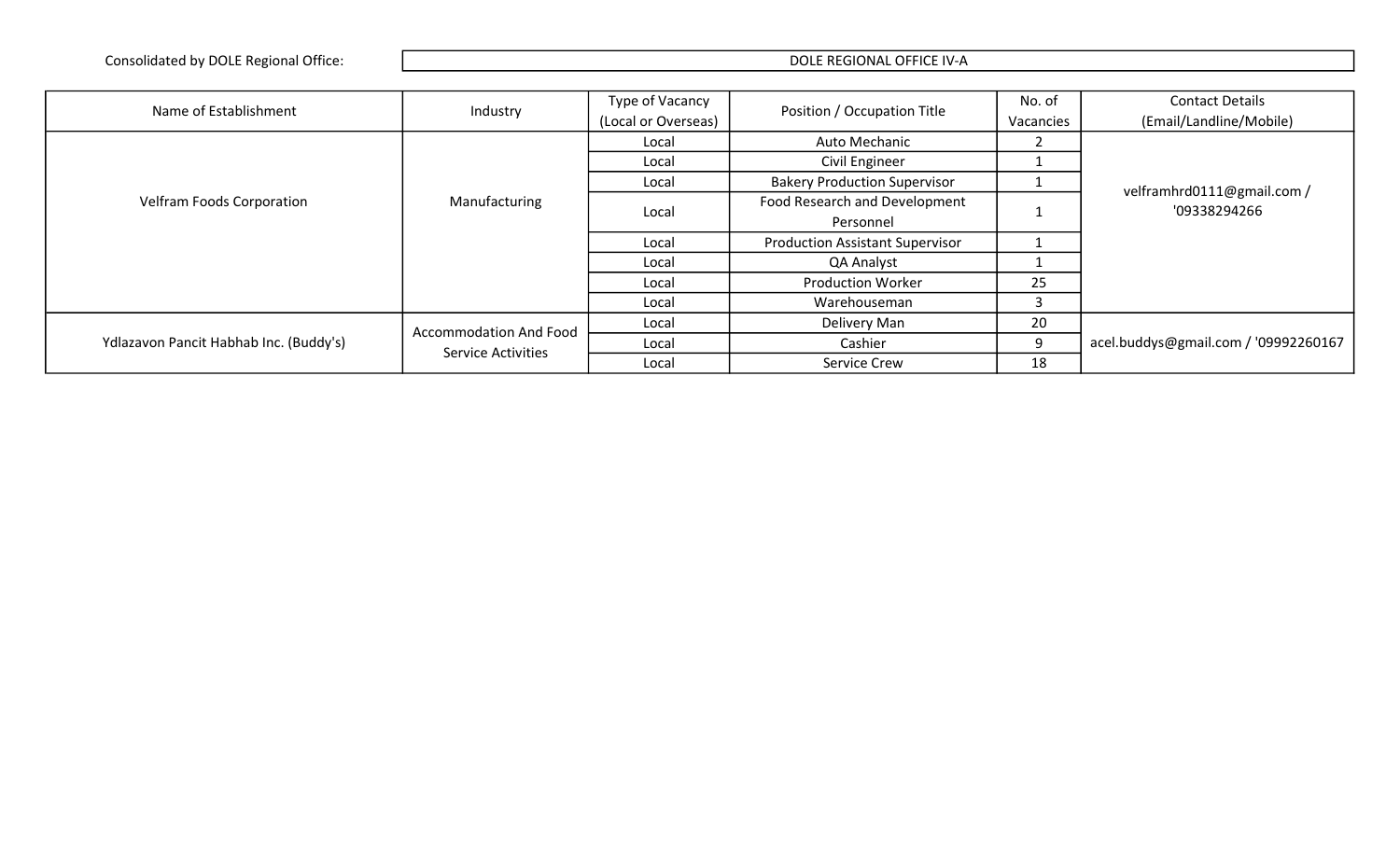| Consolidated by DOLE Regional Office: | DOLE REGIONAL OFFICE IV-A |
|---|---|

| Name of Establishment | Industry | Type of Vacancy (Local or Overseas) | Position / Occupation Title | No. of Vacancies | Contact Details (Email/Landline/Mobile) |
|---|---|---|---|---|---|
| Velfram Foods Corporation | Manufacturing | Local | Auto Mechanic | 2 | velframhrd0111@gmail.com / '09338294266 |
| | | Local | Civil Engineer | 1 | |
| | | Local | Bakery Production Supervisor | 1 | |
| | | Local | Food Research and Development Personnel | 1 | |
| | | Local | Production Assistant Supervisor | 1 | |
| | | Local | QA Analyst | 1 | |
| | | Local | Production Worker | 25 | |
| | | Local | Warehouseman | 3 | |
| Ydlazavon Pancit Habhab Inc. (Buddy's) | Accommodation And Food Service Activities | Local | Delivery Man | 20 | acel.buddys@gmail.com / '09992260167 |
| | | Local | Cashier | 9 | |
| | | Local | Service Crew | 18 | |